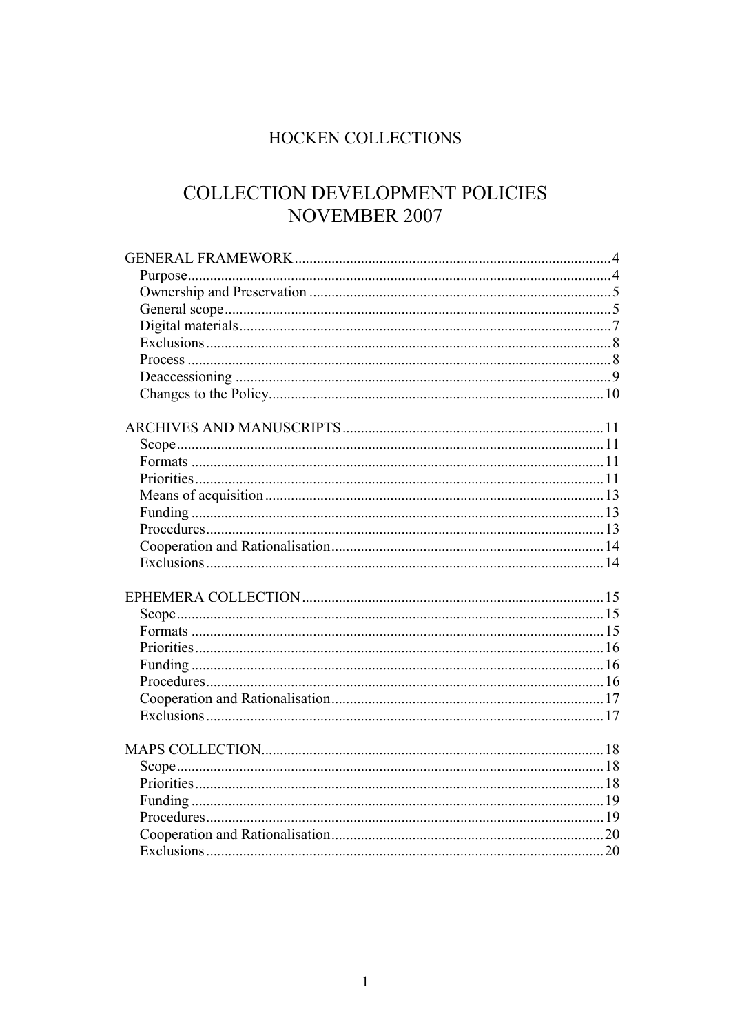# HOCKEN COLLECTIONS

# COLLECTION DEVELOPMENT POLICIES
# NOVEMBER 2007

GENERAL FRAMEWORK .......... 4
- Purpose .......... 4
- Ownership and Preservation .......... 5
- General scope .......... 5
- Digital materials .......... 7
- Exclusions .......... 8
- Process .......... 8
- Deaccessioning .......... 9
- Changes to the Policy .......... 10

ARCHIVES AND MANUSCRIPTS .......... 11
- Scope .......... 11
- Formats .......... 11
- Priorities .......... 11
- Means of acquisition .......... 13
- Funding .......... 13
- Procedures .......... 13
- Cooperation and Rationalisation .......... 14
- Exclusions .......... 14

EPHEMERA COLLECTION .......... 15
- Scope .......... 15
- Formats .......... 15
- Priorities .......... 16
- Funding .......... 16
- Procedures .......... 16
- Cooperation and Rationalisation .......... 17
- Exclusions .......... 17

MAPS COLLECTION .......... 18
- Scope .......... 18
- Priorities .......... 18
- Funding .......... 19
- Procedures .......... 19
- Cooperation and Rationalisation .......... 20
- Exclusions .......... 20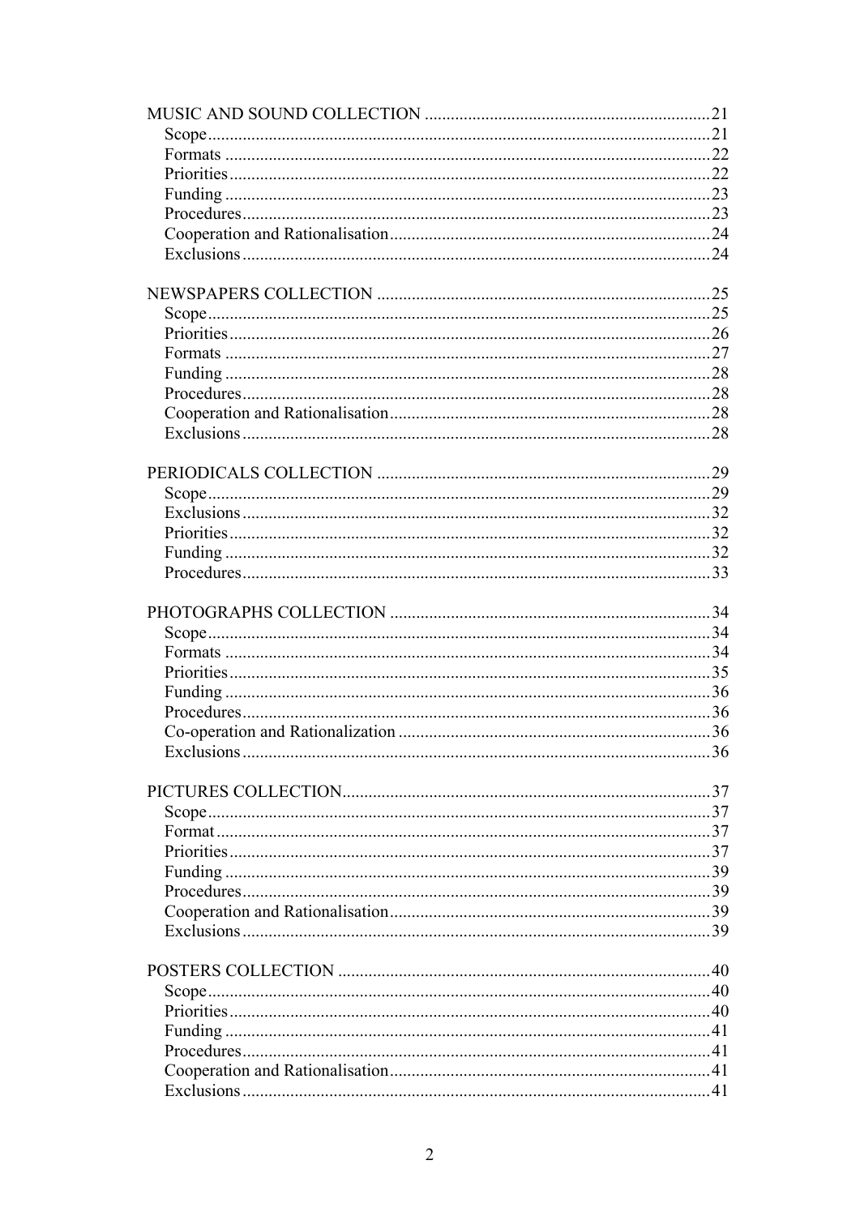MUSIC AND SOUND COLLECTION .......... 21
- Scope .......... 21
- Formats .......... 22
- Priorities .......... 22
- Funding .......... 23
- Procedures .......... 23
- Cooperation and Rationalisation .......... 24
- Exclusions .......... 24

NEWSPAPERS COLLECTION .......... 25
- Scope .......... 25
- Priorities .......... 26
- Formats .......... 27
- Funding .......... 28
- Procedures .......... 28
- Cooperation and Rationalisation .......... 28
- Exclusions .......... 28

PERIODICALS COLLECTION .......... 29
- Scope .......... 29
- Exclusions .......... 32
- Priorities .......... 32
- Funding .......... 32
- Procedures .......... 33

PHOTOGRAPHS COLLECTION .......... 34
- Scope .......... 34
- Formats .......... 34
- Priorities .......... 35
- Funding .......... 36
- Procedures .......... 36
- Co-operation and Rationalization .......... 36
- Exclusions .......... 36

PICTURES COLLECTION .......... 37
- Scope .......... 37
- Format .......... 37
- Priorities .......... 37
- Funding .......... 39
- Procedures .......... 39
- Cooperation and Rationalisation .......... 39
- Exclusions .......... 39

POSTERS COLLECTION .......... 40
- Scope .......... 40
- Priorities .......... 40
- Funding .......... 41
- Procedures .......... 41
- Cooperation and Rationalisation .......... 41
- Exclusions .......... 41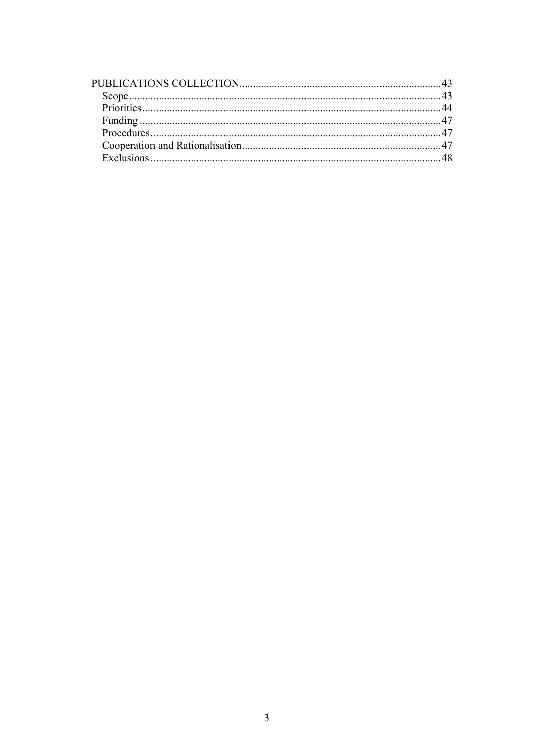PUBLICATIONS COLLECTION.......................................................................... 43
- Scope.................................................................................................................. 43
- Priorities............................................................................................................. 44
- Funding .............................................................................................................. 47
- Procedures.......................................................................................................... 47
- Cooperation and Rationalisation......................................................................... 47
- Exclusions........................................................................................................... 48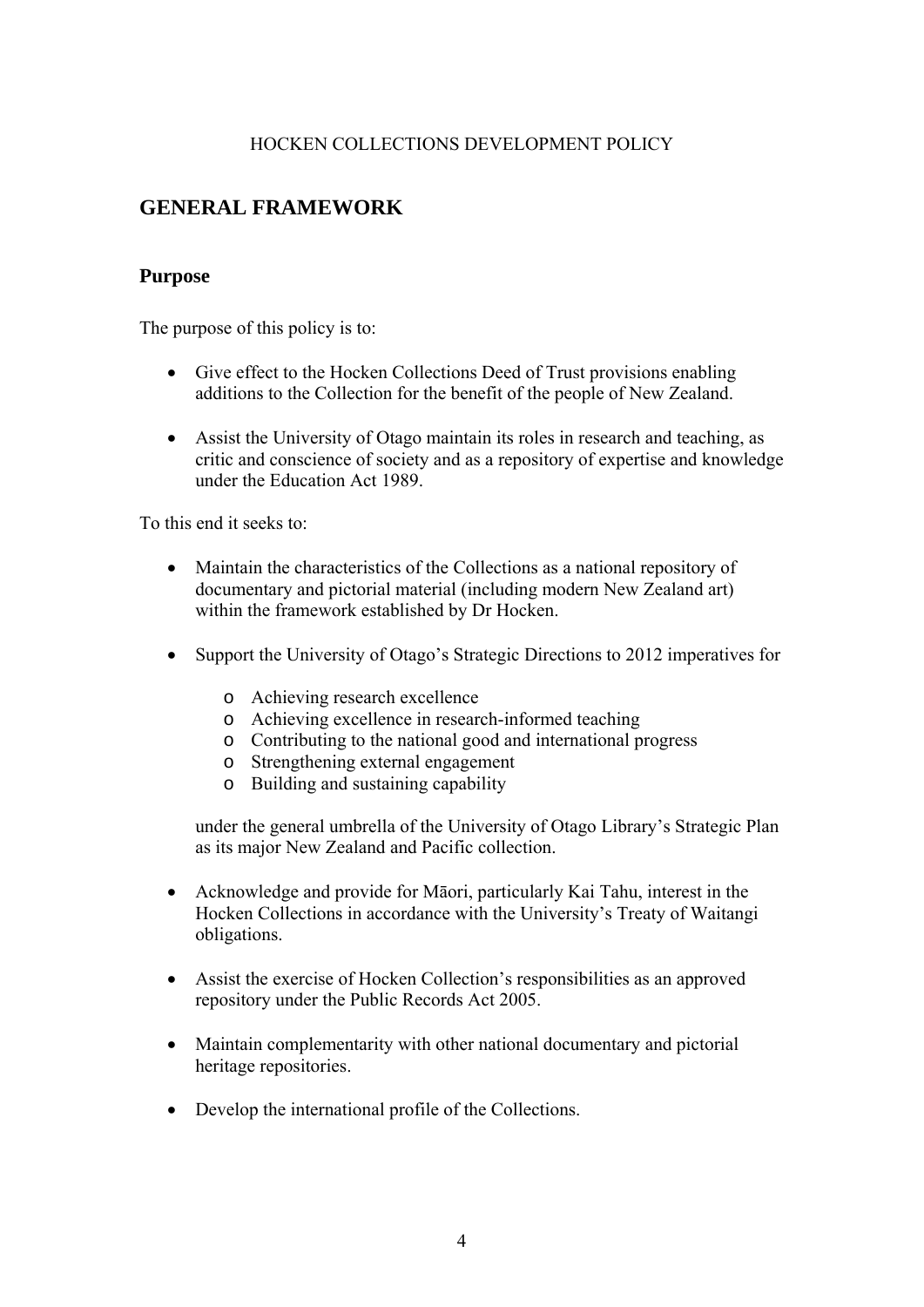HOCKEN COLLECTIONS DEVELOPMENT POLICY

## GENERAL FRAMEWORK

### Purpose

The purpose of this policy is to:

- Give effect to the Hocken Collections Deed of Trust provisions enabling additions to the Collection for the benefit of the people of New Zealand.
- Assist the University of Otago maintain its roles in research and teaching, as critic and conscience of society and as a repository of expertise and knowledge under the Education Act 1989.

To this end it seeks to:

- Maintain the characteristics of the Collections as a national repository of documentary and pictorial material (including modern New Zealand art) within the framework established by Dr Hocken.
- Support the University of Otago's Strategic Directions to 2012 imperatives for
    - Achieving research excellence
    - Achieving excellence in research-informed teaching
    - Contributing to the national good and international progress
    - Strengthening external engagement
    - Building and sustaining capability

  under the general umbrella of the University of Otago Library's Strategic Plan as its major New Zealand and Pacific collection.
- Acknowledge and provide for Māori, particularly Kai Tahu, interest in the Hocken Collections in accordance with the University's Treaty of Waitangi obligations.
- Assist the exercise of Hocken Collection's responsibilities as an approved repository under the Public Records Act 2005.
- Maintain complementarity with other national documentary and pictorial heritage repositories.
- Develop the international profile of the Collections.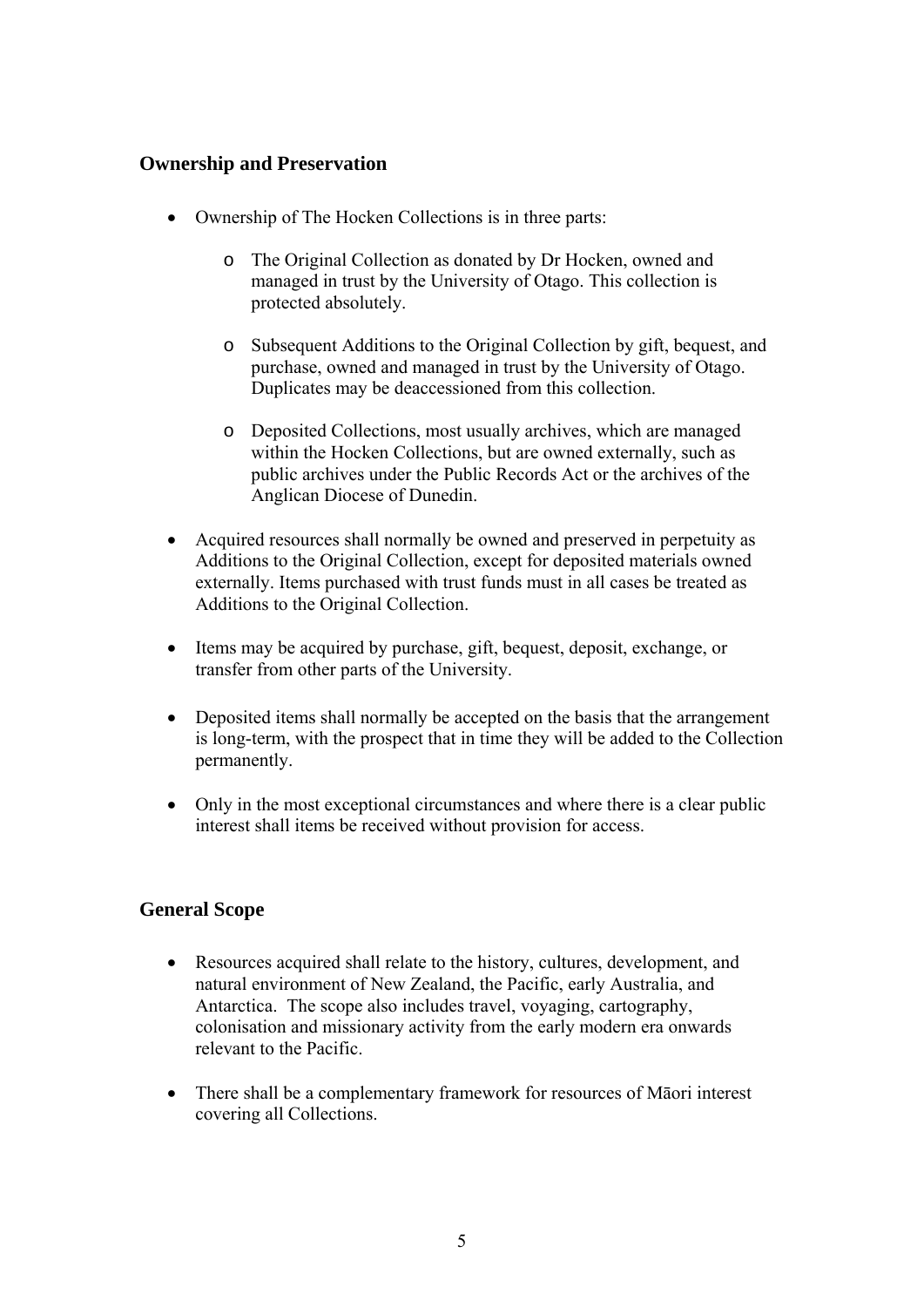## Ownership and Preservation

- Ownership of The Hocken Collections is in three parts:
    - The Original Collection as donated by Dr Hocken, owned and managed in trust by the University of Otago. This collection is protected absolutely.
    - Subsequent Additions to the Original Collection by gift, bequest, and purchase, owned and managed in trust by the University of Otago. Duplicates may be deaccessioned from this collection.
    - Deposited Collections, most usually archives, which are managed within the Hocken Collections, but are owned externally, such as public archives under the Public Records Act or the archives of the Anglican Diocese of Dunedin.
- Acquired resources shall normally be owned and preserved in perpetuity as Additions to the Original Collection, except for deposited materials owned externally. Items purchased with trust funds must in all cases be treated as Additions to the Original Collection.
- Items may be acquired by purchase, gift, bequest, deposit, exchange, or transfer from other parts of the University.
- Deposited items shall normally be accepted on the basis that the arrangement is long-term, with the prospect that in time they will be added to the Collection permanently.
- Only in the most exceptional circumstances and where there is a clear public interest shall items be received without provision for access.

## General Scope

- Resources acquired shall relate to the history, cultures, development, and natural environment of New Zealand, the Pacific, early Australia, and Antarctica. The scope also includes travel, voyaging, cartography, colonisation and missionary activity from the early modern era onwards relevant to the Pacific.
- There shall be a complementary framework for resources of Māori interest covering all Collections.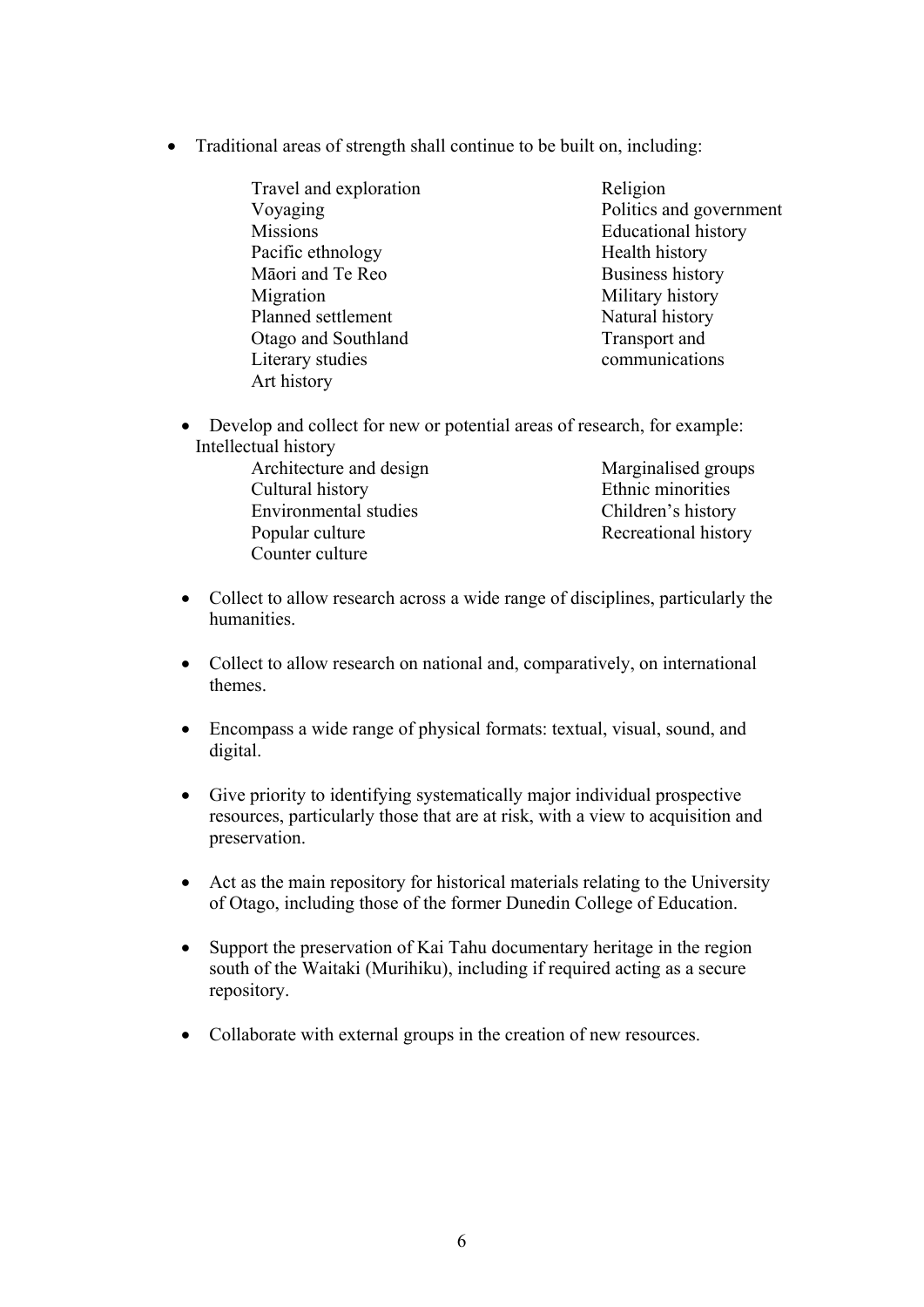- Traditional areas of strength shall continue to be built on, including:

  Travel and exploration
  Voyaging
  Missions
  Pacific ethnology
  Māori and Te Reo
  Migration
  Planned settlement
  Otago and Southland
  Literary studies
  Art history
  Religion
  Politics and government
  Educational history
  Health history
  Business history
  Military history
  Natural history
  Transport and communications

- Develop and collect for new or potential areas of research, for example:
  Intellectual history
  Architecture and design
  Cultural history
  Environmental studies
  Popular culture
  Counter culture
  Marginalised groups
  Ethnic minorities
  Children's history
  Recreational history

- Collect to allow research across a wide range of disciplines, particularly the humanities.

- Collect to allow research on national and, comparatively, on international themes.

- Encompass a wide range of physical formats: textual, visual, sound, and digital.

- Give priority to identifying systematically major individual prospective resources, particularly those that are at risk, with a view to acquisition and preservation.

- Act as the main repository for historical materials relating to the University of Otago, including those of the former Dunedin College of Education.

- Support the preservation of Kai Tahu documentary heritage in the region south of the Waitaki (Murihiku), including if required acting as a secure repository.

- Collaborate with external groups in the creation of new resources.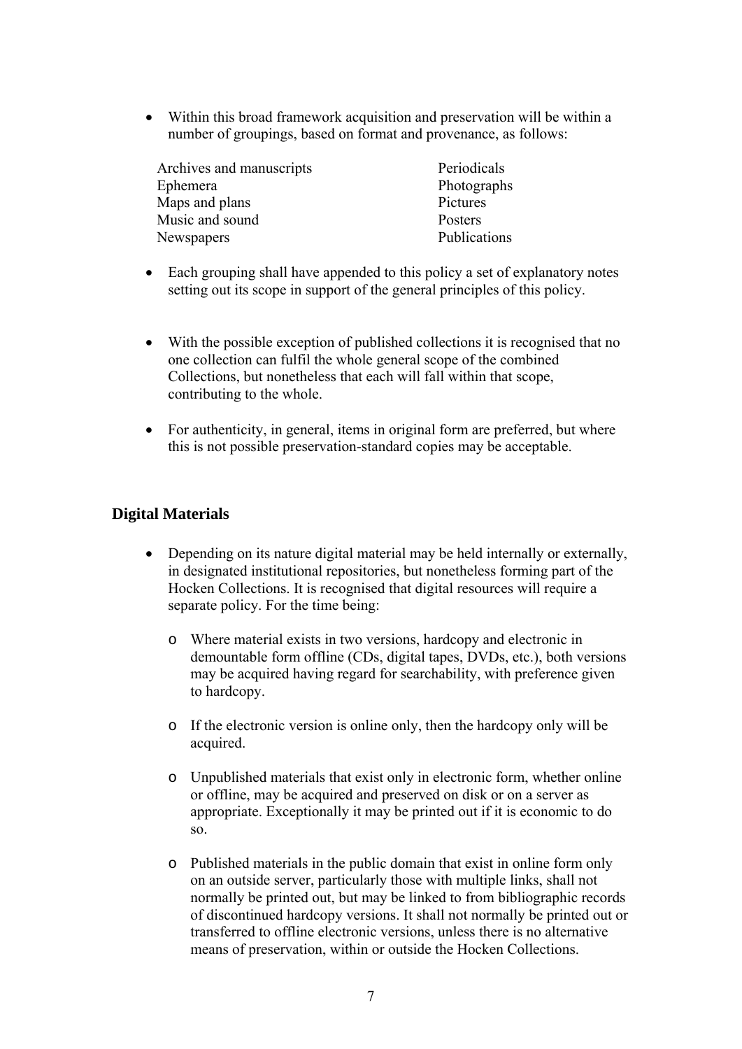- Within this broad framework acquisition and preservation will be within a number of groupings, based on format and provenance, as follows:

| | |
|---|---|
| Archives and manuscripts | Periodicals |
| Ephemera | Photographs |
| Maps and plans | Pictures |
| Music and sound | Posters |
| Newspapers | Publications |

- Each grouping shall have appended to this policy a set of explanatory notes setting out its scope in support of the general principles of this policy.

- With the possible exception of published collections it is recognised that no one collection can fulfil the whole general scope of the combined Collections, but nonetheless that each will fall within that scope, contributing to the whole.

- For authenticity, in general, items in original form are preferred, but where this is not possible preservation-standard copies may be acceptable.

## Digital Materials

- Depending on its nature digital material may be held internally or externally, in designated institutional repositories, but nonetheless forming part of the Hocken Collections. It is recognised that digital resources will require a separate policy. For the time being:
    - Where material exists in two versions, hardcopy and electronic in demountable form offline (CDs, digital tapes, DVDs, etc.), both versions may be acquired having regard for searchability, with preference given to hardcopy.
    - If the electronic version is online only, then the hardcopy only will be acquired.
    - Unpublished materials that exist only in electronic form, whether online or offline, may be acquired and preserved on disk or on a server as appropriate. Exceptionally it may be printed out if it is economic to do so.
    - Published materials in the public domain that exist in online form only on an outside server, particularly those with multiple links, shall not normally be printed out, but may be linked to from bibliographic records of discontinued hardcopy versions. It shall not normally be printed out or transferred to offline electronic versions, unless there is no alternative means of preservation, within or outside the Hocken Collections.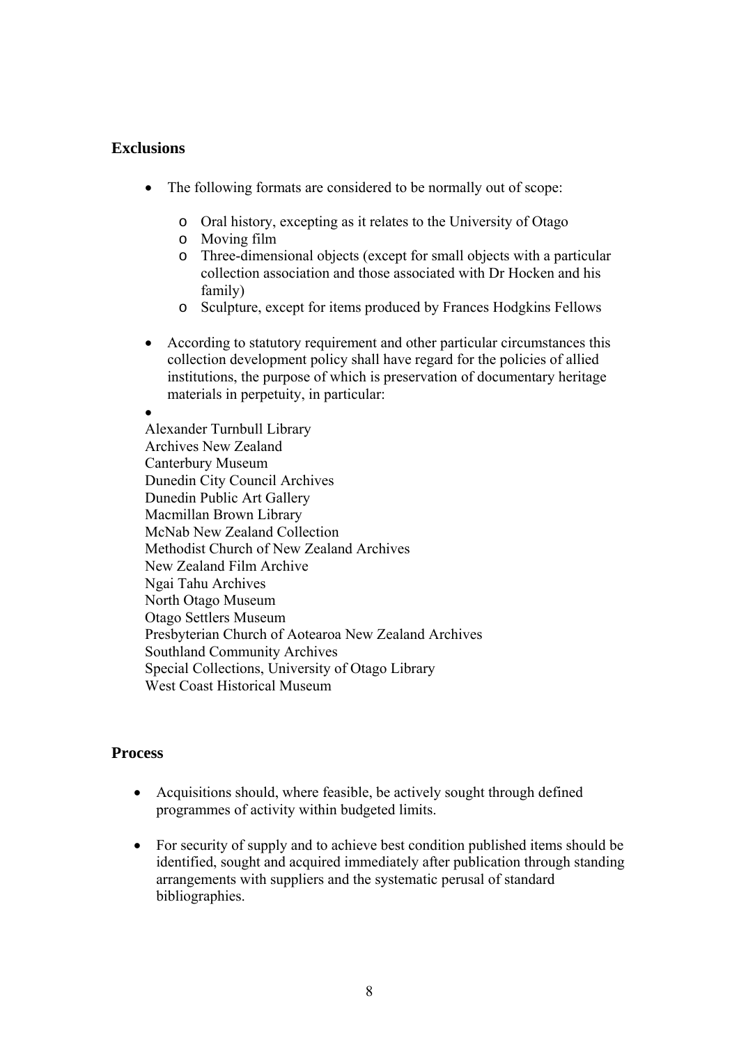## Exclusions

- The following formats are considered to be normally out of scope:
  - Oral history, excepting as it relates to the University of Otago
  - Moving film
  - Three-dimensional objects (except for small objects with a particular collection association and those associated with Dr Hocken and his family)
  - Sculpture, except for items produced by Frances Hodgkins Fellows

- According to statutory requirement and other particular circumstances this collection development policy shall have regard for the policies of allied institutions, the purpose of which is preservation of documentary heritage materials in perpetuity, in particular:

- 

Alexander Turnbull Library
Archives New Zealand
Canterbury Museum
Dunedin City Council Archives
Dunedin Public Art Gallery
Macmillan Brown Library
McNab New Zealand Collection
Methodist Church of New Zealand Archives
New Zealand Film Archive
Ngai Tahu Archives
North Otago Museum
Otago Settlers Museum
Presbyterian Church of Aotearoa New Zealand Archives
Southland Community Archives
Special Collections, University of Otago Library
West Coast Historical Museum

## Process

- Acquisitions should, where feasible, be actively sought through defined programmes of activity within budgeted limits.

- For security of supply and to achieve best condition published items should be identified, sought and acquired immediately after publication through standing arrangements with suppliers and the systematic perusal of standard bibliographies.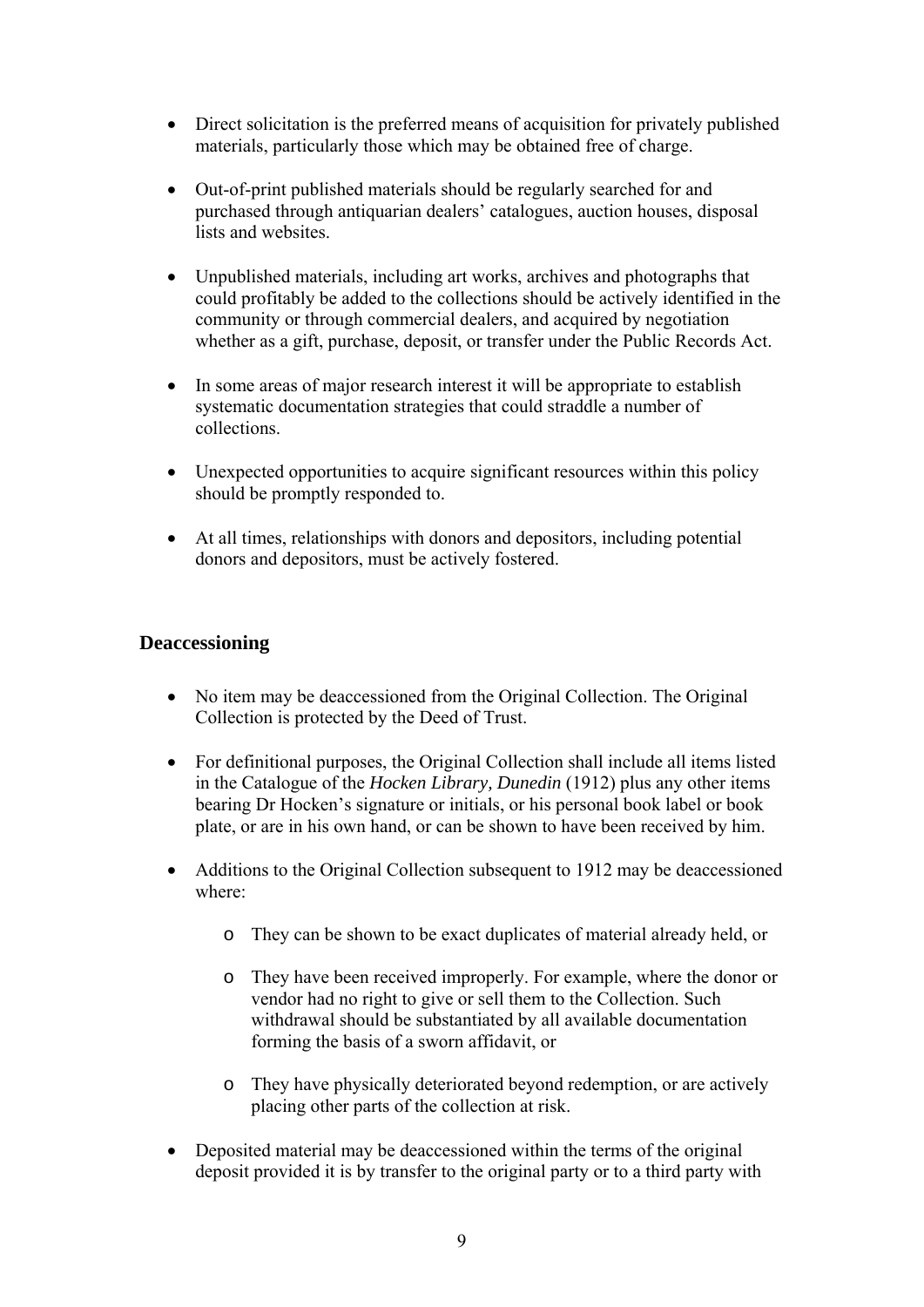- Direct solicitation is the preferred means of acquisition for privately published materials, particularly those which may be obtained free of charge.

- Out-of-print published materials should be regularly searched for and purchased through antiquarian dealers' catalogues, auction houses, disposal lists and websites.

- Unpublished materials, including art works, archives and photographs that could profitably be added to the collections should be actively identified in the community or through commercial dealers, and acquired by negotiation whether as a gift, purchase, deposit, or transfer under the Public Records Act.

- In some areas of major research interest it will be appropriate to establish systematic documentation strategies that could straddle a number of collections.

- Unexpected opportunities to acquire significant resources within this policy should be promptly responded to.

- At all times, relationships with donors and depositors, including potential donors and depositors, must be actively fostered.

## Deaccessioning

- No item may be deaccessioned from the Original Collection. The Original Collection is protected by the Deed of Trust.

- For definitional purposes, the Original Collection shall include all items listed in the Catalogue of the *Hocken Library, Dunedin* (1912) plus any other items bearing Dr Hocken's signature or initials, or his personal book label or book plate, or are in his own hand, or can be shown to have been received by him.

- Additions to the Original Collection subsequent to 1912 may be deaccessioned where:

    - They can be shown to be exact duplicates of material already held, or

    - They have been received improperly. For example, where the donor or vendor had no right to give or sell them to the Collection. Such withdrawal should be substantiated by all available documentation forming the basis of a sworn affidavit, or

    - They have physically deteriorated beyond redemption, or are actively placing other parts of the collection at risk.

- Deposited material may be deaccessioned within the terms of the original deposit provided it is by transfer to the original party or to a third party with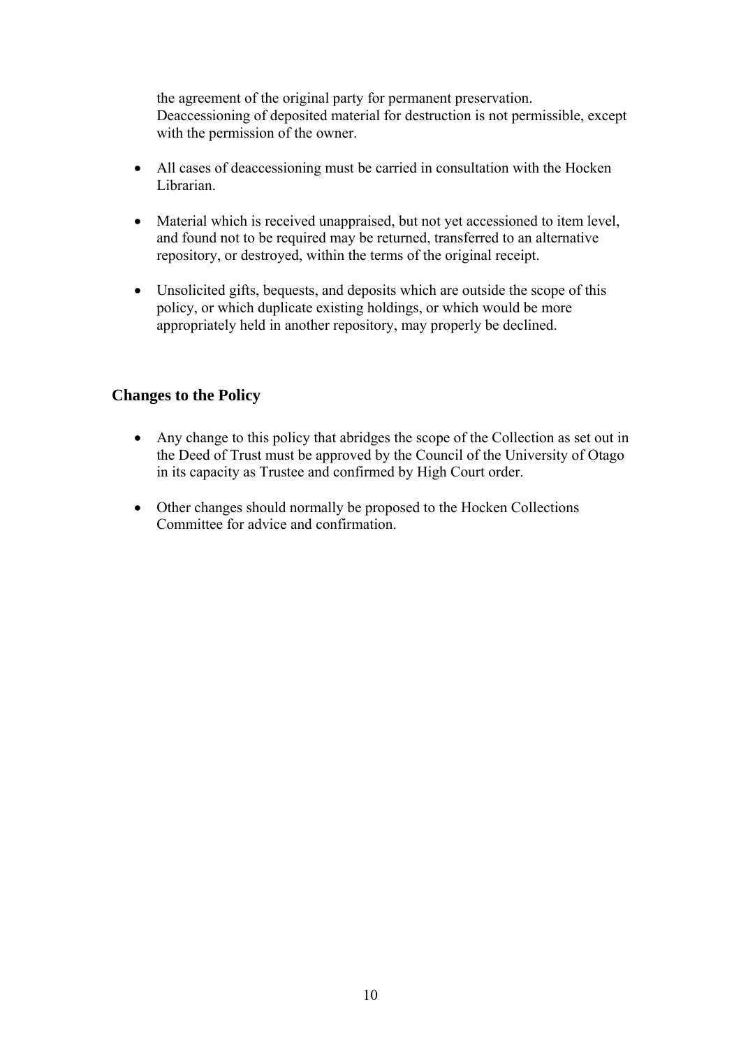the agreement of the original party for permanent preservation. Deaccessioning of deposited material for destruction is not permissible, except with the permission of the owner.

- All cases of deaccessioning must be carried in consultation with the Hocken Librarian.

- Material which is received unappraised, but not yet accessioned to item level, and found not to be required may be returned, transferred to an alternative repository, or destroyed, within the terms of the original receipt.

- Unsolicited gifts, bequests, and deposits which are outside the scope of this policy, or which duplicate existing holdings, or which would be more appropriately held in another repository, may properly be declined.

## Changes to the Policy

- Any change to this policy that abridges the scope of the Collection as set out in the Deed of Trust must be approved by the Council of the University of Otago in its capacity as Trustee and confirmed by High Court order.

- Other changes should normally be proposed to the Hocken Collections Committee for advice and confirmation.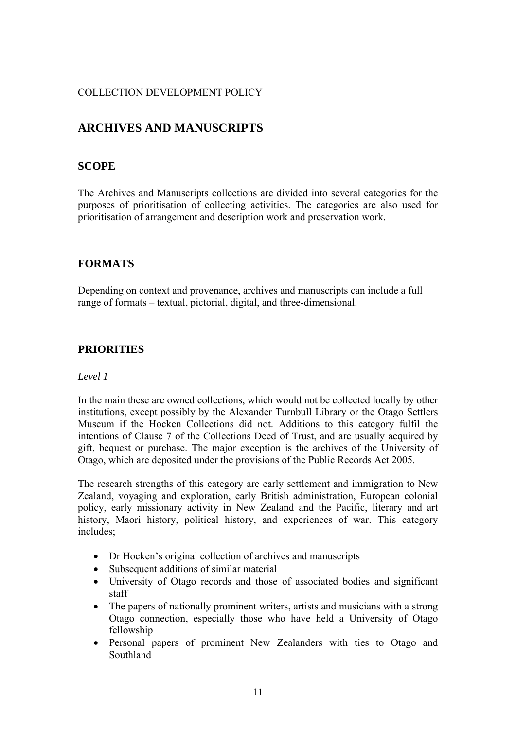COLLECTION DEVELOPMENT POLICY

## ARCHIVES AND MANUSCRIPTS

### SCOPE

The Archives and Manuscripts collections are divided into several categories for the purposes of prioritisation of collecting activities. The categories are also used for prioritisation of arrangement and description work and preservation work.

### FORMATS

Depending on context and provenance, archives and manuscripts can include a full range of formats – textual, pictorial, digital, and three-dimensional.

### PRIORITIES

*Level 1*

In the main these are owned collections, which would not be collected locally by other institutions, except possibly by the Alexander Turnbull Library or the Otago Settlers Museum if the Hocken Collections did not. Additions to this category fulfil the intentions of Clause 7 of the Collections Deed of Trust, and are usually acquired by gift, bequest or purchase. The major exception is the archives of the University of Otago, which are deposited under the provisions of the Public Records Act 2005.

The research strengths of this category are early settlement and immigration to New Zealand, voyaging and exploration, early British administration, European colonial policy, early missionary activity in New Zealand and the Pacific, literary and art history, Maori history, political history, and experiences of war. This category includes;

- Dr Hocken's original collection of archives and manuscripts
- Subsequent additions of similar material
- University of Otago records and those of associated bodies and significant staff
- The papers of nationally prominent writers, artists and musicians with a strong Otago connection, especially those who have held a University of Otago fellowship
- Personal papers of prominent New Zealanders with ties to Otago and Southland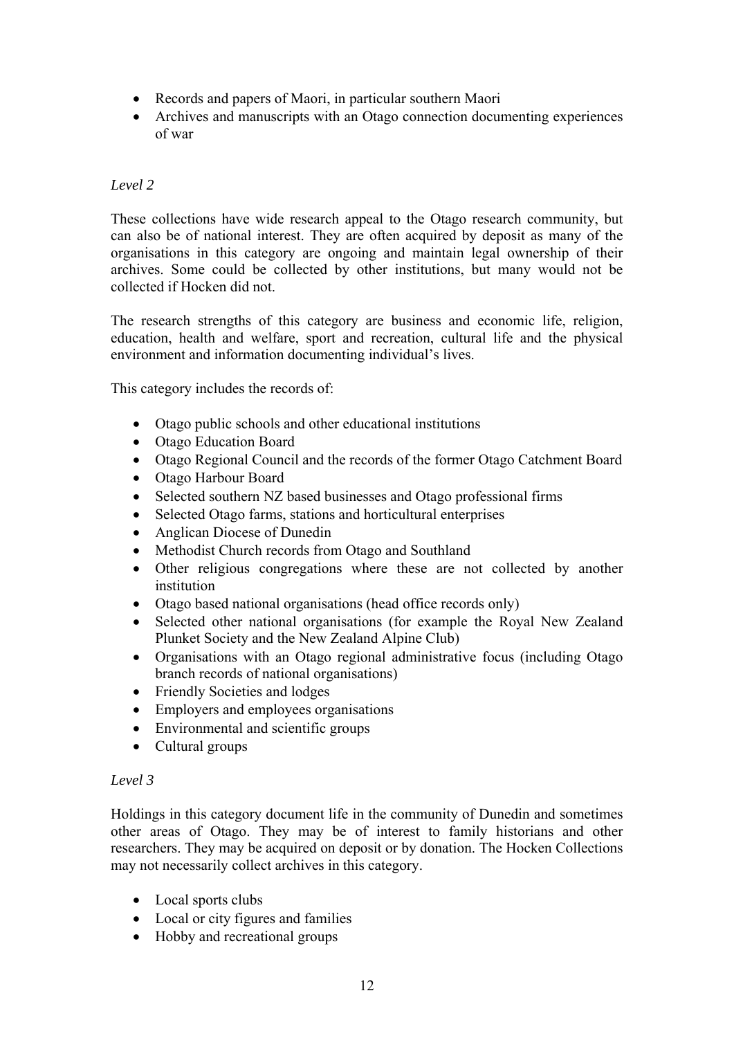- Records and papers of Maori, in particular southern Maori
- Archives and manuscripts with an Otago connection documenting experiences of war

*Level 2*

These collections have wide research appeal to the Otago research community, but can also be of national interest. They are often acquired by deposit as many of the organisations in this category are ongoing and maintain legal ownership of their archives. Some could be collected by other institutions, but many would not be collected if Hocken did not.

The research strengths of this category are business and economic life, religion, education, health and welfare, sport and recreation, cultural life and the physical environment and information documenting individual's lives.

This category includes the records of:

- Otago public schools and other educational institutions
- Otago Education Board
- Otago Regional Council and the records of the former Otago Catchment Board
- Otago Harbour Board
- Selected southern NZ based businesses and Otago professional firms
- Selected Otago farms, stations and horticultural enterprises
- Anglican Diocese of Dunedin
- Methodist Church records from Otago and Southland
- Other religious congregations where these are not collected by another institution
- Otago based national organisations (head office records only)
- Selected other national organisations (for example the Royal New Zealand Plunket Society and the New Zealand Alpine Club)
- Organisations with an Otago regional administrative focus (including Otago branch records of national organisations)
- Friendly Societies and lodges
- Employers and employees organisations
- Environmental and scientific groups
- Cultural groups

*Level 3*

Holdings in this category document life in the community of Dunedin and sometimes other areas of Otago. They may be of interest to family historians and other researchers. They may be acquired on deposit or by donation. The Hocken Collections may not necessarily collect archives in this category.

- Local sports clubs
- Local or city figures and families
- Hobby and recreational groups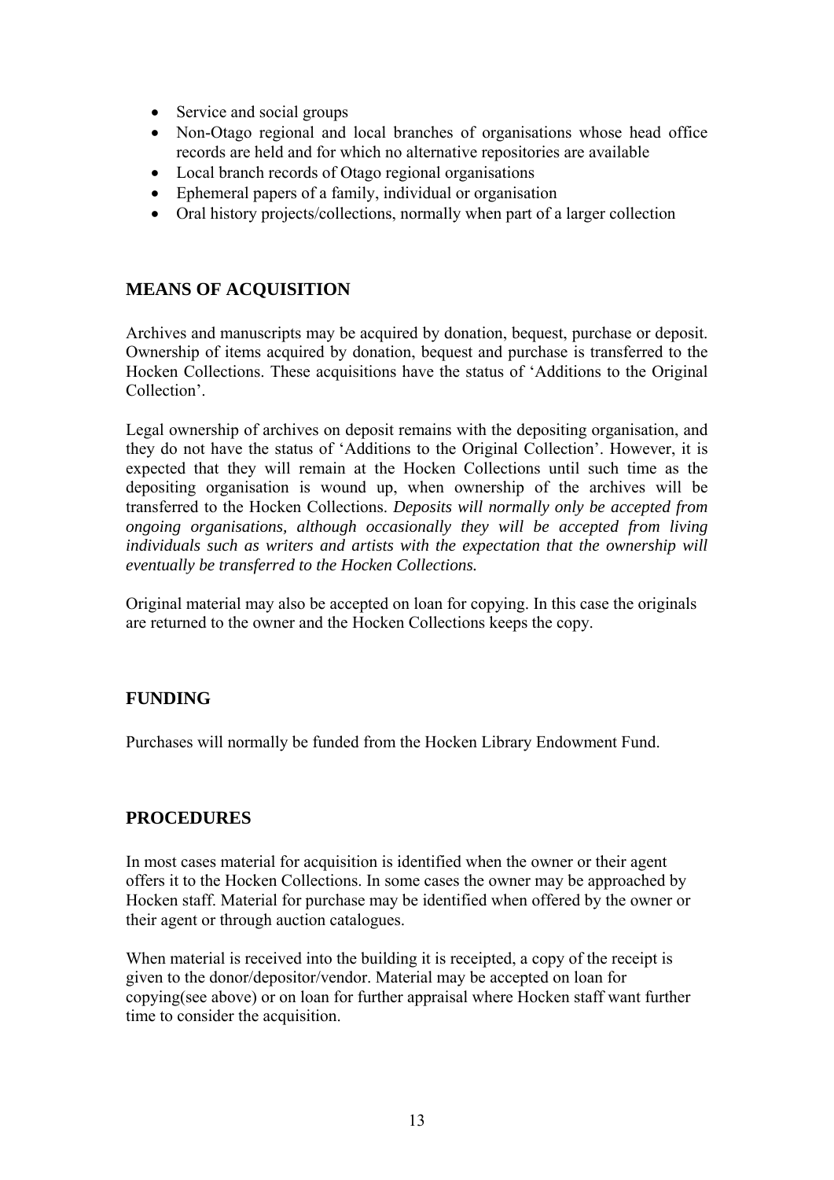- Service and social groups
- Non-Otago regional and local branches of organisations whose head office records are held and for which no alternative repositories are available
- Local branch records of Otago regional organisations
- Ephemeral papers of a family, individual or organisation
- Oral history projects/collections, normally when part of a larger collection

## MEANS OF ACQUISITION

Archives and manuscripts may be acquired by donation, bequest, purchase or deposit. Ownership of items acquired by donation, bequest and purchase is transferred to the Hocken Collections. These acquisitions have the status of 'Additions to the Original Collection'.

Legal ownership of archives on deposit remains with the depositing organisation, and they do not have the status of 'Additions to the Original Collection'. However, it is expected that they will remain at the Hocken Collections until such time as the depositing organisation is wound up, when ownership of the archives will be transferred to the Hocken Collections. *Deposits will normally only be accepted from ongoing organisations, although occasionally they will be accepted from living individuals such as writers and artists with the expectation that the ownership will eventually be transferred to the Hocken Collections.*

Original material may also be accepted on loan for copying. In this case the originals are returned to the owner and the Hocken Collections keeps the copy.

## FUNDING

Purchases will normally be funded from the Hocken Library Endowment Fund.

## PROCEDURES

In most cases material for acquisition is identified when the owner or their agent offers it to the Hocken Collections. In some cases the owner may be approached by Hocken staff. Material for purchase may be identified when offered by the owner or their agent or through auction catalogues.

When material is received into the building it is receipted, a copy of the receipt is given to the donor/depositor/vendor. Material may be accepted on loan for copying(see above) or on loan for further appraisal where Hocken staff want further time to consider the acquisition.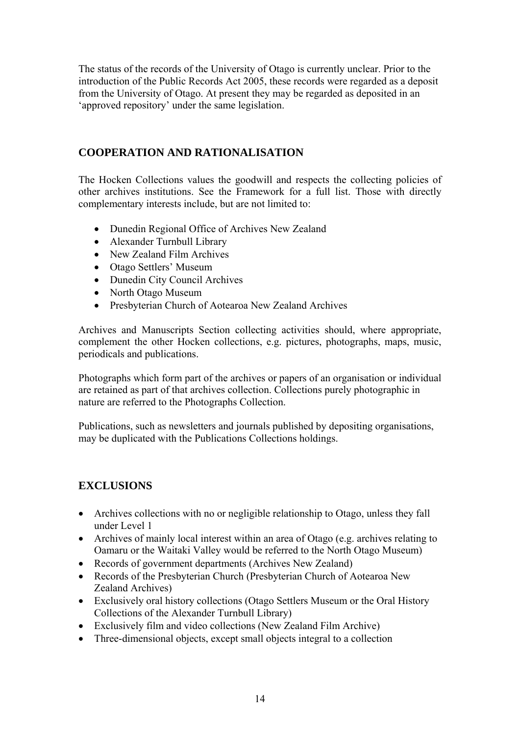The status of the records of the University of Otago is currently unclear. Prior to the introduction of the Public Records Act 2005, these records were regarded as a deposit from the University of Otago. At present they may be regarded as deposited in an 'approved repository' under the same legislation.

## COOPERATION AND RATIONALISATION

The Hocken Collections values the goodwill and respects the collecting policies of other archives institutions. See the Framework for a full list. Those with directly complementary interests include, but are not limited to:

- Dunedin Regional Office of Archives New Zealand
- Alexander Turnbull Library
- New Zealand Film Archives
- Otago Settlers' Museum
- Dunedin City Council Archives
- North Otago Museum
- Presbyterian Church of Aotearoa New Zealand Archives

Archives and Manuscripts Section collecting activities should, where appropriate, complement the other Hocken collections, e.g. pictures, photographs, maps, music, periodicals and publications.

Photographs which form part of the archives or papers of an organisation or individual are retained as part of that archives collection. Collections purely photographic in nature are referred to the Photographs Collection.

Publications, such as newsletters and journals published by depositing organisations, may be duplicated with the Publications Collections holdings.

## EXCLUSIONS

- Archives collections with no or negligible relationship to Otago, unless they fall under Level 1
- Archives of mainly local interest within an area of Otago (e.g. archives relating to Oamaru or the Waitaki Valley would be referred to the North Otago Museum)
- Records of government departments (Archives New Zealand)
- Records of the Presbyterian Church (Presbyterian Church of Aotearoa New Zealand Archives)
- Exclusively oral history collections (Otago Settlers Museum or the Oral History Collections of the Alexander Turnbull Library)
- Exclusively film and video collections (New Zealand Film Archive)
- Three-dimensional objects, except small objects integral to a collection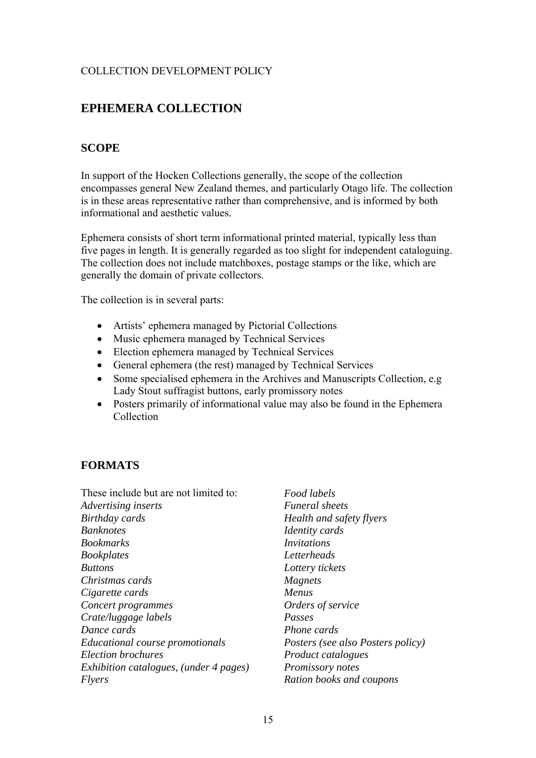COLLECTION DEVELOPMENT POLICY

## EPHEMERA COLLECTION

### SCOPE

In support of the Hocken Collections generally, the scope of the collection encompasses general New Zealand themes, and particularly Otago life. The collection is in these areas representative rather than comprehensive, and is informed by both informational and aesthetic values.

Ephemera consists of short term informational printed material, typically less than five pages in length. It is generally regarded as too slight for independent cataloguing. The collection does not include matchboxes, postage stamps or the like, which are generally the domain of private collectors.

The collection is in several parts:

- Artists' ephemera managed by Pictorial Collections
- Music ephemera managed by Technical Services
- Election ephemera managed by Technical Services
- General ephemera (the rest) managed by Technical Services
- Some specialised ephemera in the Archives and Manuscripts Collection, e.g Lady Stout suffragist buttons, early promissory notes
- Posters primarily of informational value may also be found in the Ephemera Collection

### FORMATS

These include but are not limited to:

*Advertising inserts*
*Birthday cards*
*Banknotes*
*Bookmarks*
*Bookplates*
*Buttons*
*Christmas cards*
*Cigarette cards*
*Concert programmes*
*Crate/luggage labels*
*Dance cards*
*Educational course promotionals*
*Election brochures*
*Exhibition catalogues, (under 4 pages)*
*Flyers*
*Food labels*
*Funeral sheets*
*Health and safety flyers*
*Identity cards*
*Invitations*
*Letterheads*
*Lottery tickets*
*Magnets*
*Menus*
*Orders of service*
*Passes*
*Phone cards*
*Posters (see also Posters policy)*
*Product catalogues*
*Promissory notes*
*Ration books and coupons*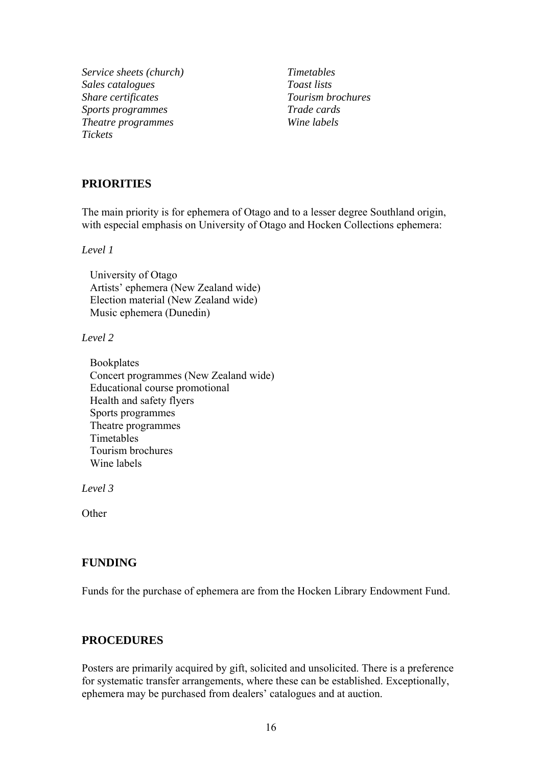*Service sheets (church)*
*Sales catalogues*
*Share certificates*
*Sports programmes*
*Theatre programmes*
*Tickets*
*Timetables*
*Toast lists*
*Tourism brochures*
*Trade cards*
*Wine labels*

## PRIORITIES

The main priority is for ephemera of Otago and to a lesser degree Southland origin, with especial emphasis on University of Otago and Hocken Collections ephemera:

*Level 1*

University of Otago
Artists' ephemera (New Zealand wide)
Election material (New Zealand wide)
Music ephemera (Dunedin)

*Level 2*

Bookplates
Concert programmes (New Zealand wide)
Educational course promotional
Health and safety flyers
Sports programmes
Theatre programmes
Timetables
Tourism brochures
Wine labels

*Level 3*

Other

## FUNDING

Funds for the purchase of ephemera are from the Hocken Library Endowment Fund.

## PROCEDURES

Posters are primarily acquired by gift, solicited and unsolicited. There is a preference for systematic transfer arrangements, where these can be established. Exceptionally, ephemera may be purchased from dealers' catalogues and at auction.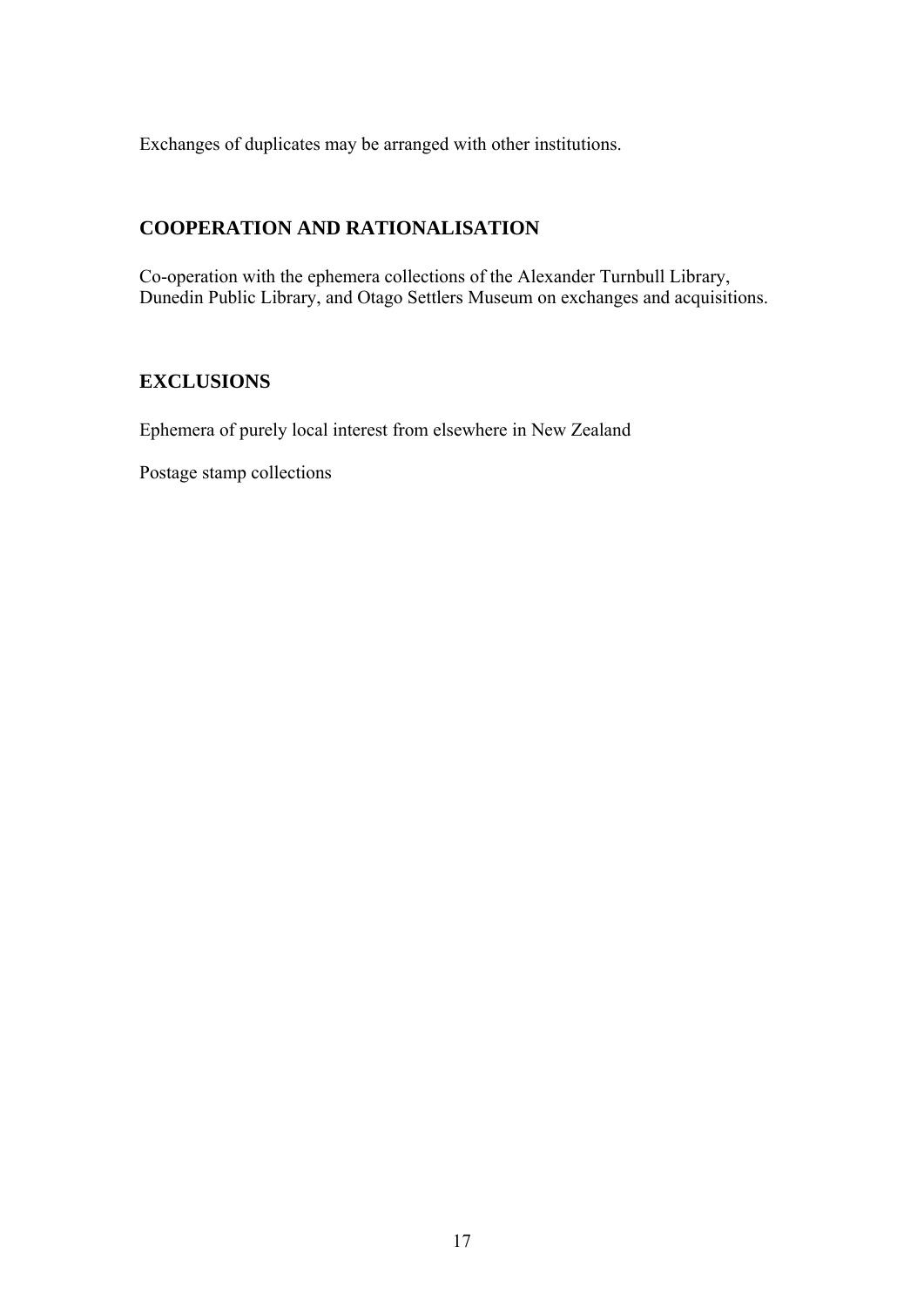Exchanges of duplicates may be arranged with other institutions.

## COOPERATION AND RATIONALISATION

Co-operation with the ephemera collections of the Alexander Turnbull Library, Dunedin Public Library, and Otago Settlers Museum on exchanges and acquisitions.

## EXCLUSIONS

Ephemera of purely local interest from elsewhere in New Zealand

Postage stamp collections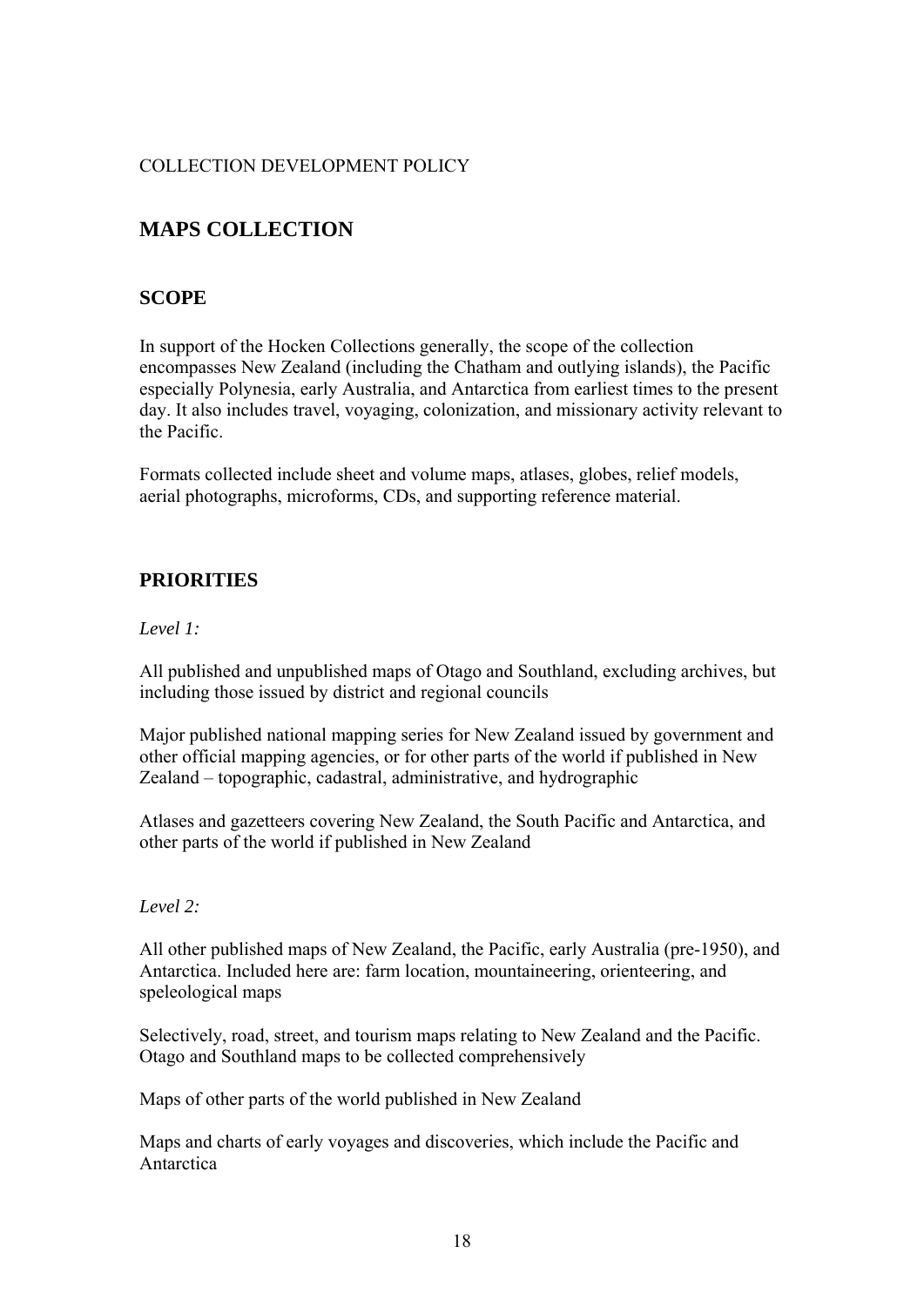COLLECTION DEVELOPMENT POLICY

# MAPS COLLECTION

## SCOPE

In support of the Hocken Collections generally, the scope of the collection encompasses New Zealand (including the Chatham and outlying islands), the Pacific especially Polynesia, early Australia, and Antarctica from earliest times to the present day. It also includes travel, voyaging, colonization, and missionary activity relevant to the Pacific.

Formats collected include sheet and volume maps, atlases, globes, relief models, aerial photographs, microforms, CDs, and supporting reference material.

## PRIORITIES

*Level 1:*

All published and unpublished maps of Otago and Southland, excluding archives, but including those issued by district and regional councils

Major published national mapping series for New Zealand issued by government and other official mapping agencies, or for other parts of the world if published in New Zealand – topographic, cadastral, administrative, and hydrographic

Atlases and gazetteers covering New Zealand, the South Pacific and Antarctica, and other parts of the world if published in New Zealand

*Level 2:*

All other published maps of New Zealand, the Pacific, early Australia (pre-1950), and Antarctica. Included here are: farm location, mountaineering, orienteering, and speleological maps

Selectively, road, street, and tourism maps relating to New Zealand and the Pacific. Otago and Southland maps to be collected comprehensively

Maps of other parts of the world published in New Zealand

Maps and charts of early voyages and discoveries, which include the Pacific and Antarctica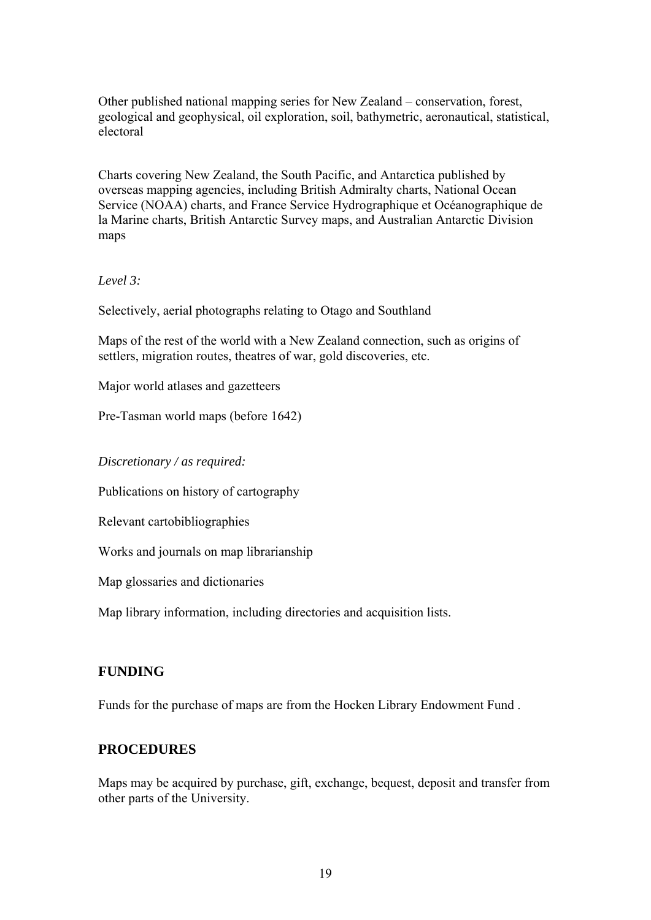Other published national mapping series for New Zealand – conservation, forest, geological and geophysical, oil exploration, soil, bathymetric, aeronautical, statistical, electoral

Charts covering New Zealand, the South Pacific, and Antarctica published by overseas mapping agencies, including British Admiralty charts, National Ocean Service (NOAA) charts, and France Service Hydrographique et Océanographique de la Marine charts, British Antarctic Survey maps, and Australian Antarctic Division maps

*Level 3:*

Selectively, aerial photographs relating to Otago and Southland

Maps of the rest of the world with a New Zealand connection, such as origins of settlers, migration routes, theatres of war, gold discoveries, etc.

Major world atlases and gazetteers

Pre-Tasman world maps (before 1642)

*Discretionary / as required:*

Publications on history of cartography

Relevant cartobibliographies

Works and journals on map librarianship

Map glossaries and dictionaries

Map library information, including directories and acquisition lists.

## FUNDING

Funds for the purchase of maps are from the Hocken Library Endowment Fund .

## PROCEDURES

Maps may be acquired by purchase, gift, exchange, bequest, deposit and transfer from other parts of the University.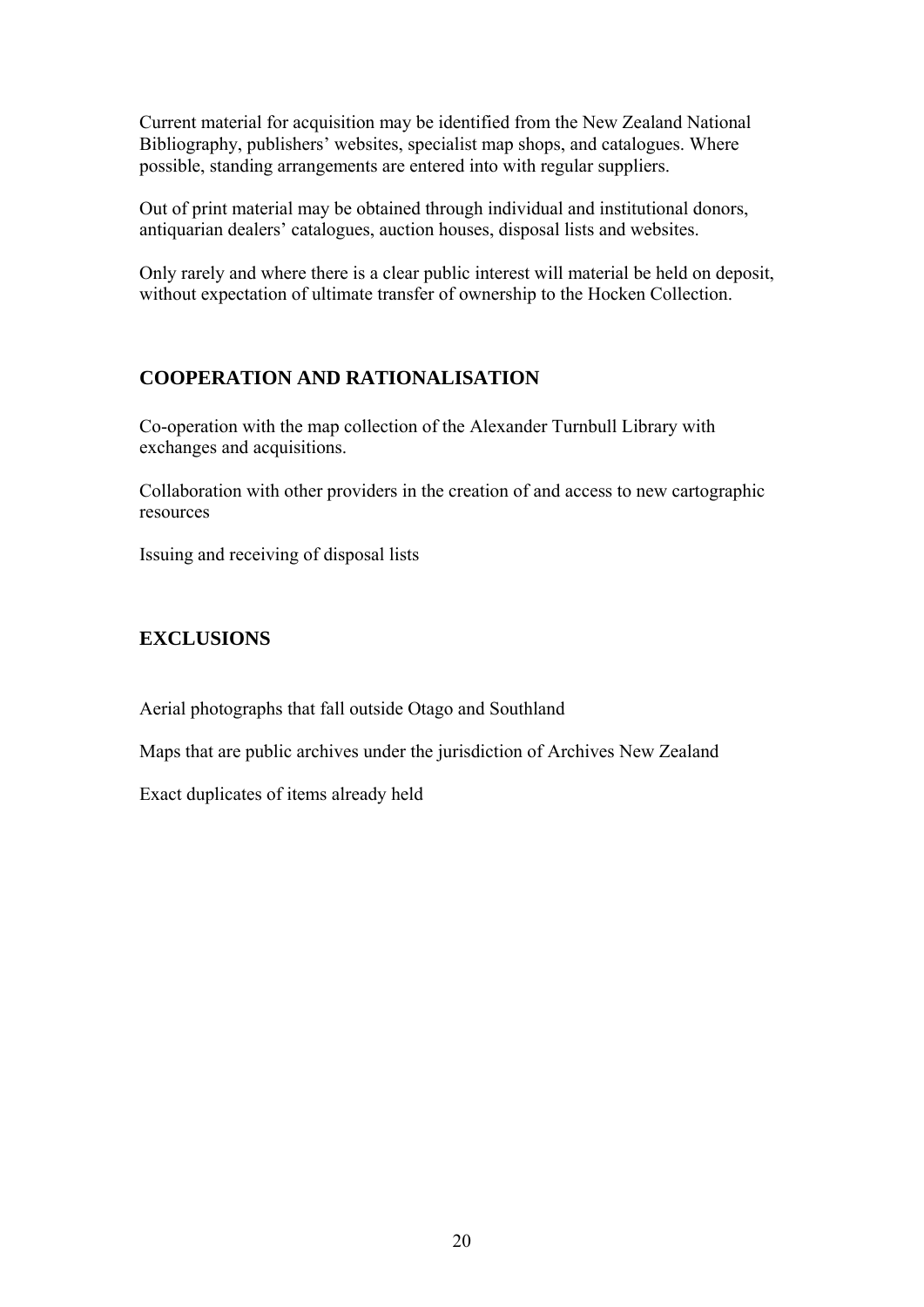Current material for acquisition may be identified from the New Zealand National Bibliography, publishers' websites, specialist map shops, and catalogues. Where possible, standing arrangements are entered into with regular suppliers.

Out of print material may be obtained through individual and institutional donors, antiquarian dealers' catalogues, auction houses, disposal lists and websites.

Only rarely and where there is a clear public interest will material be held on deposit, without expectation of ultimate transfer of ownership to the Hocken Collection.

## COOPERATION AND RATIONALISATION

Co-operation with the map collection of the Alexander Turnbull Library with exchanges and acquisitions.

Collaboration with other providers in the creation of and access to new cartographic resources

Issuing and receiving of disposal lists

## EXCLUSIONS

Aerial photographs that fall outside Otago and Southland

Maps that are public archives under the jurisdiction of Archives New Zealand

Exact duplicates of items already held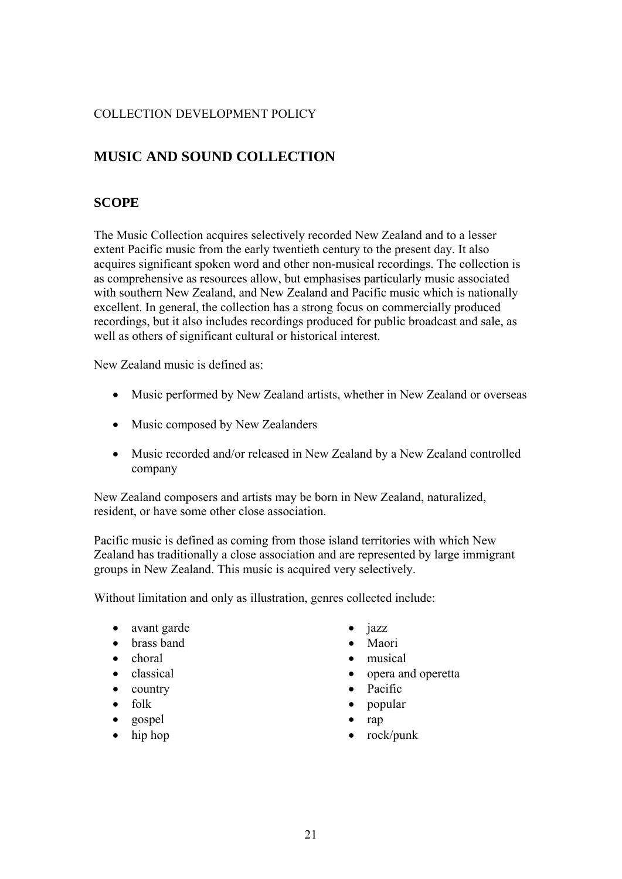COLLECTION DEVELOPMENT POLICY

## MUSIC AND SOUND COLLECTION

## SCOPE

The Music Collection acquires selectively recorded New Zealand and to a lesser extent Pacific music from the early twentieth century to the present day. It also acquires significant spoken word and other non-musical recordings. The collection is as comprehensive as resources allow, but emphasises particularly music associated with southern New Zealand, and New Zealand and Pacific music which is nationally excellent. In general, the collection has a strong focus on commercially produced recordings, but it also includes recordings produced for public broadcast and sale, as well as others of significant cultural or historical interest.

New Zealand music is defined as:

- Music performed by New Zealand artists, whether in New Zealand or overseas
- Music composed by New Zealanders
- Music recorded and/or released in New Zealand by a New Zealand controlled company

New Zealand composers and artists may be born in New Zealand, naturalized, resident, or have some other close association.

Pacific music is defined as coming from those island territories with which New Zealand has traditionally a close association and are represented by large immigrant groups in New Zealand. This music is acquired very selectively.

Without limitation and only as illustration, genres collected include:

- avant garde
- brass band
- choral
- classical
- country
- folk
- gospel
- hip hop
- jazz
- Maori
- musical
- opera and operetta
- Pacific
- popular
- rap
- rock/punk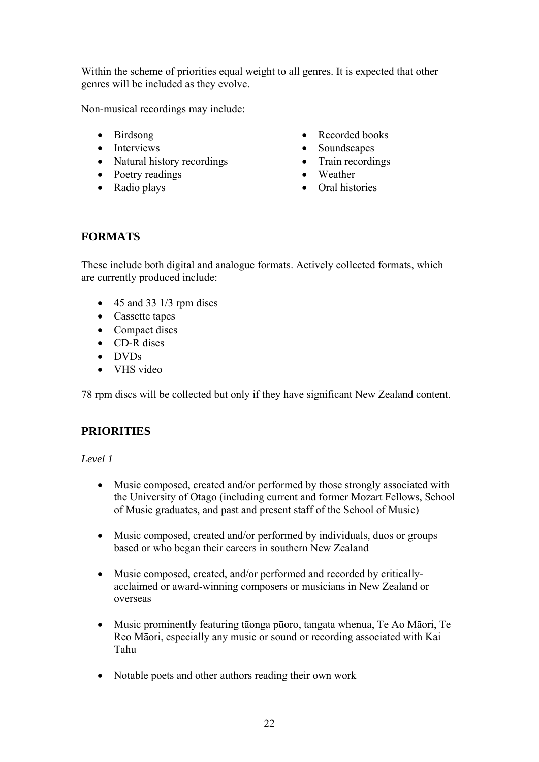Within the scheme of priorities equal weight to all genres. It is expected that other genres will be included as they evolve.

Non-musical recordings may include:

- Birdsong
- Interviews
- Natural history recordings
- Poetry readings
- Radio plays
- Recorded books
- Soundscapes
- Train recordings
- Weather
- Oral histories

## FORMATS

These include both digital and analogue formats. Actively collected formats, which are currently produced include:

- 45 and 33 1/3 rpm discs
- Cassette tapes
- Compact discs
- CD-R discs
- DVDs
- VHS video

78 rpm discs will be collected but only if they have significant New Zealand content.

## PRIORITIES

*Level 1*

- Music composed, created and/or performed by those strongly associated with the University of Otago (including current and former Mozart Fellows, School of Music graduates, and past and present staff of the School of Music)

- Music composed, created and/or performed by individuals, duos or groups based or who began their careers in southern New Zealand

- Music composed, created, and/or performed and recorded by critically-acclaimed or award-winning composers or musicians in New Zealand or overseas

- Music prominently featuring tāonga pūoro, tangata whenua, Te Ao Māori, Te Reo Māori, especially any music or sound or recording associated with Kai Tahu

- Notable poets and other authors reading their own work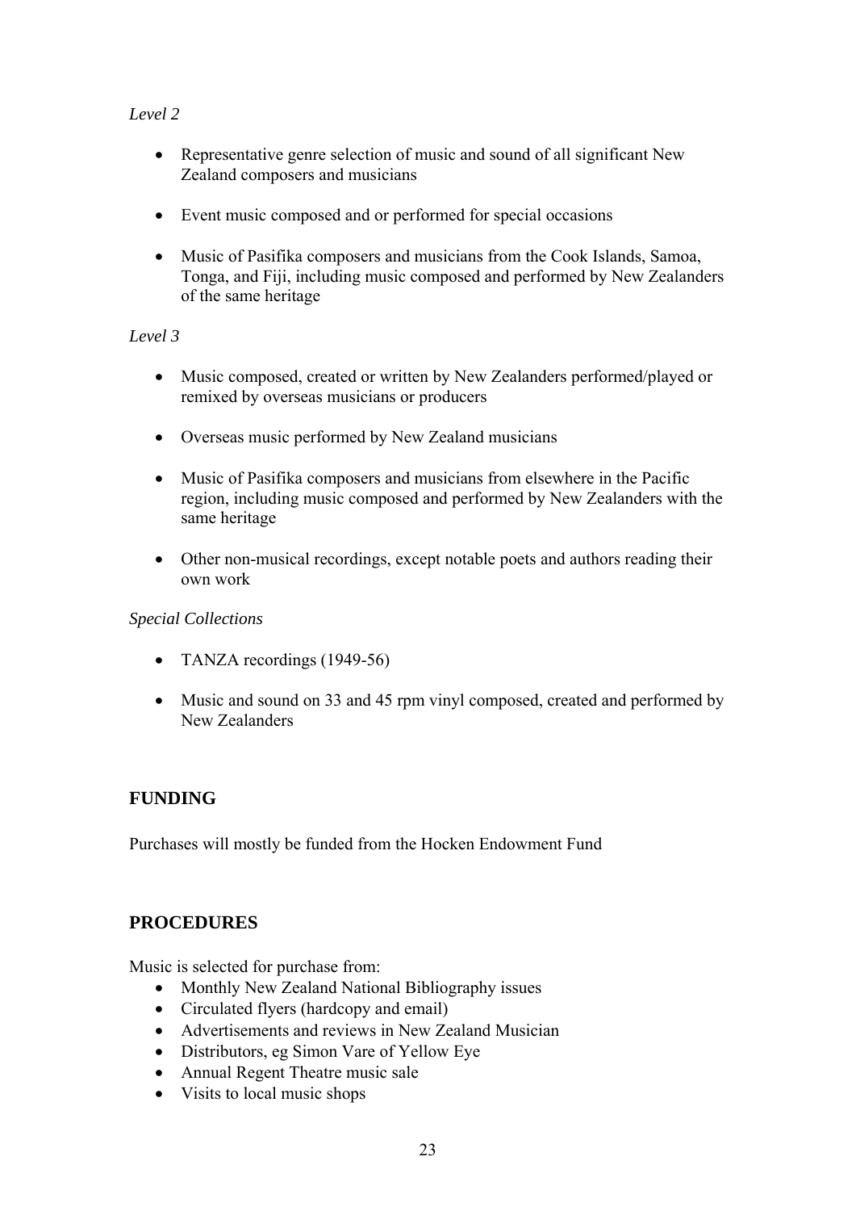*Level 2*

- Representative genre selection of music and sound of all significant New Zealand composers and musicians
- Event music composed and or performed for special occasions
- Music of Pasifika composers and musicians from the Cook Islands, Samoa, Tonga, and Fiji, including music composed and performed by New Zealanders of the same heritage

*Level 3*

- Music composed, created or written by New Zealanders performed/played or remixed by overseas musicians or producers
- Overseas music performed by New Zealand musicians
- Music of Pasifika composers and musicians from elsewhere in the Pacific region, including music composed and performed by New Zealanders with the same heritage
- Other non-musical recordings, except notable poets and authors reading their own work

*Special Collections*

- TANZA recordings (1949-56)
- Music and sound on 33 and 45 rpm vinyl composed, created and performed by New Zealanders

## FUNDING

Purchases will mostly be funded from the Hocken Endowment Fund

## PROCEDURES

Music is selected for purchase from:

- Monthly New Zealand National Bibliography issues
- Circulated flyers (hardcopy and email)
- Advertisements and reviews in New Zealand Musician
- Distributors, eg Simon Vare of Yellow Eye
- Annual Regent Theatre music sale
- Visits to local music shops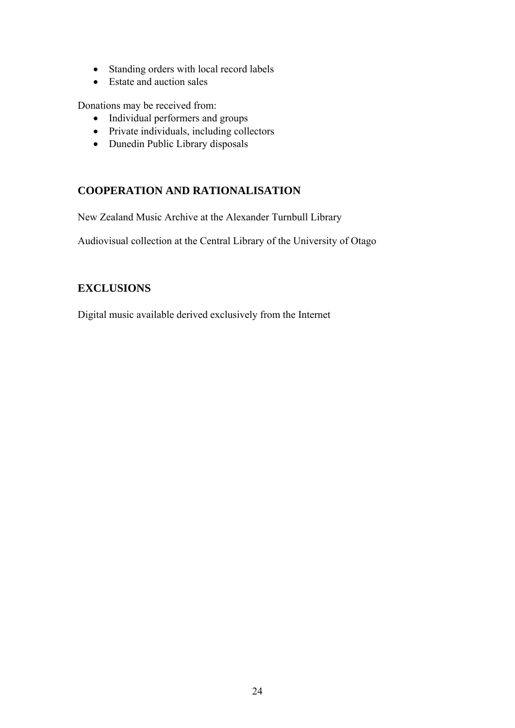- Standing orders with local record labels
- Estate and auction sales

Donations may be received from:

- Individual performers and groups
- Private individuals, including collectors
- Dunedin Public Library disposals

## COOPERATION AND RATIONALISATION

New Zealand Music Archive at the Alexander Turnbull Library

Audiovisual collection at the Central Library of the University of Otago

## EXCLUSIONS

Digital music available derived exclusively from the Internet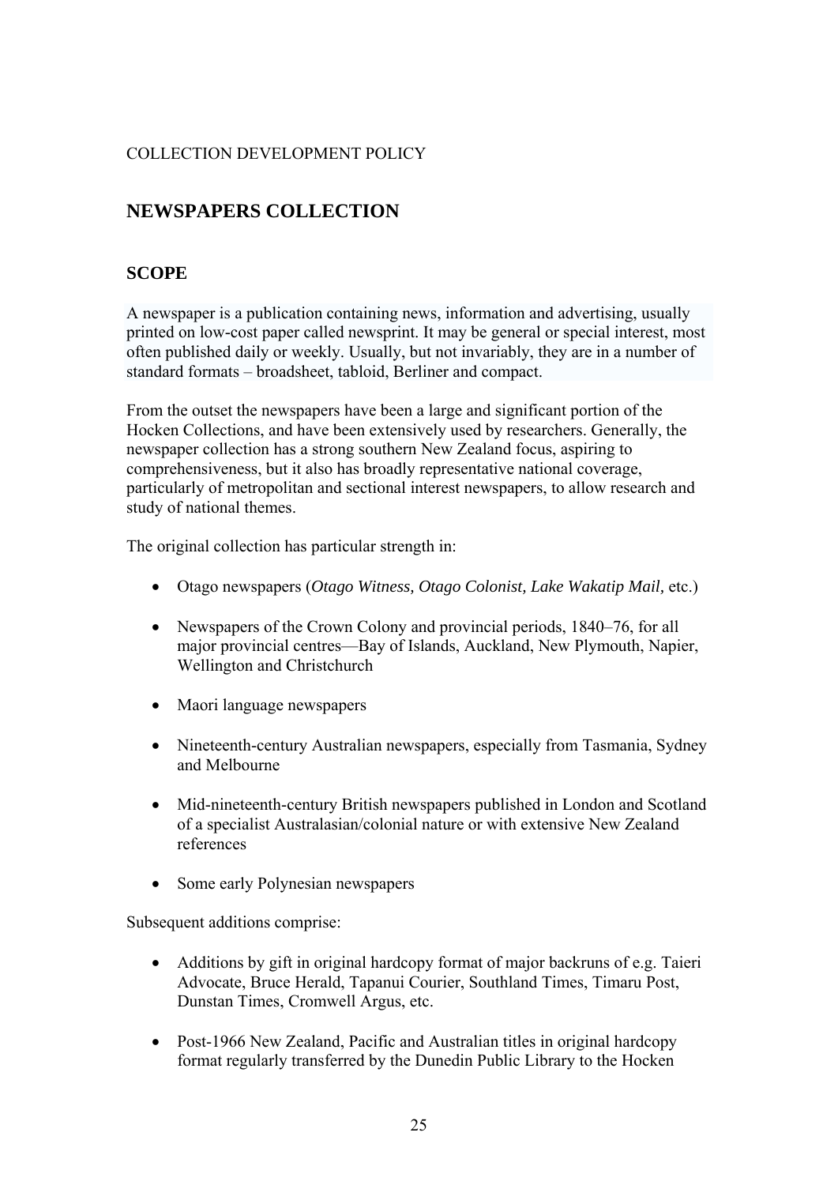COLLECTION DEVELOPMENT POLICY

## NEWSPAPERS COLLECTION

## SCOPE

A newspaper is a publication containing news, information and advertising, usually printed on low-cost paper called newsprint. It may be general or special interest, most often published daily or weekly. Usually, but not invariably, they are in a number of standard formats – broadsheet, tabloid, Berliner and compact.

From the outset the newspapers have been a large and significant portion of the Hocken Collections, and have been extensively used by researchers. Generally, the newspaper collection has a strong southern New Zealand focus, aspiring to comprehensiveness, but it also has broadly representative national coverage, particularly of metropolitan and sectional interest newspapers, to allow research and study of national themes.

The original collection has particular strength in:

- Otago newspapers (*Otago Witness, Otago Colonist, Lake Wakatip Mail,* etc.)
- Newspapers of the Crown Colony and provincial periods, 1840–76, for all major provincial centres—Bay of Islands, Auckland, New Plymouth, Napier, Wellington and Christchurch
- Maori language newspapers
- Nineteenth-century Australian newspapers, especially from Tasmania, Sydney and Melbourne
- Mid-nineteenth-century British newspapers published in London and Scotland of a specialist Australasian/colonial nature or with extensive New Zealand references
- Some early Polynesian newspapers

Subsequent additions comprise:

- Additions by gift in original hardcopy format of major backruns of e.g. Taieri Advocate, Bruce Herald, Tapanui Courier, Southland Times, Timaru Post, Dunstan Times, Cromwell Argus, etc.
- Post-1966 New Zealand, Pacific and Australian titles in original hardcopy format regularly transferred by the Dunedin Public Library to the Hocken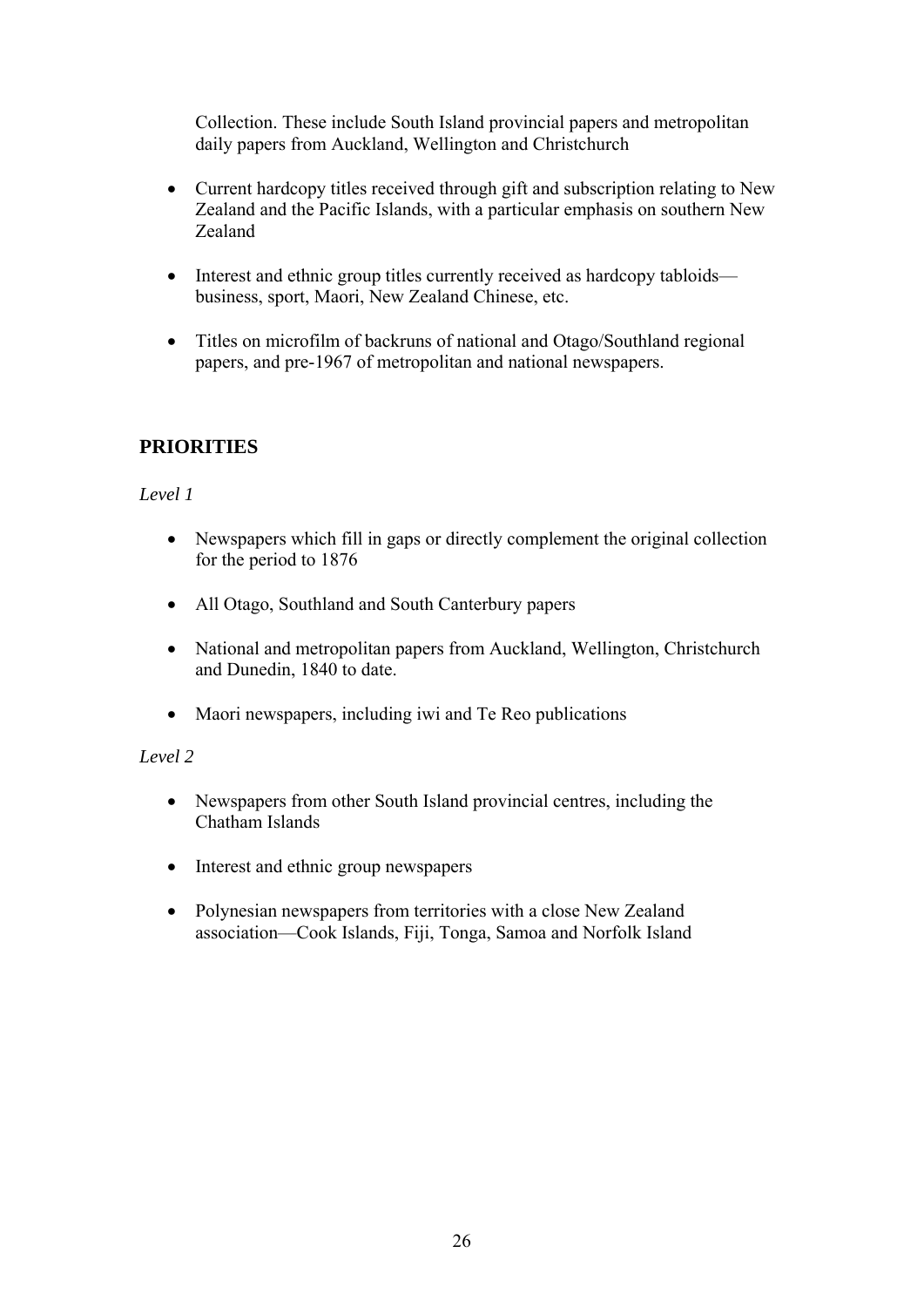Collection. These include South Island provincial papers and metropolitan daily papers from Auckland, Wellington and Christchurch

- Current hardcopy titles received through gift and subscription relating to New Zealand and the Pacific Islands, with a particular emphasis on southern New Zealand
- Interest and ethnic group titles currently received as hardcopy tabloids—business, sport, Maori, New Zealand Chinese, etc.
- Titles on microfilm of backruns of national and Otago/Southland regional papers, and pre-1967 of metropolitan and national newspapers.

## PRIORITIES

*Level 1*

- Newspapers which fill in gaps or directly complement the original collection for the period to 1876
- All Otago, Southland and South Canterbury papers
- National and metropolitan papers from Auckland, Wellington, Christchurch and Dunedin, 1840 to date.
- Maori newspapers, including iwi and Te Reo publications

*Level 2*

- Newspapers from other South Island provincial centres, including the Chatham Islands
- Interest and ethnic group newspapers
- Polynesian newspapers from territories with a close New Zealand association—Cook Islands, Fiji, Tonga, Samoa and Norfolk Island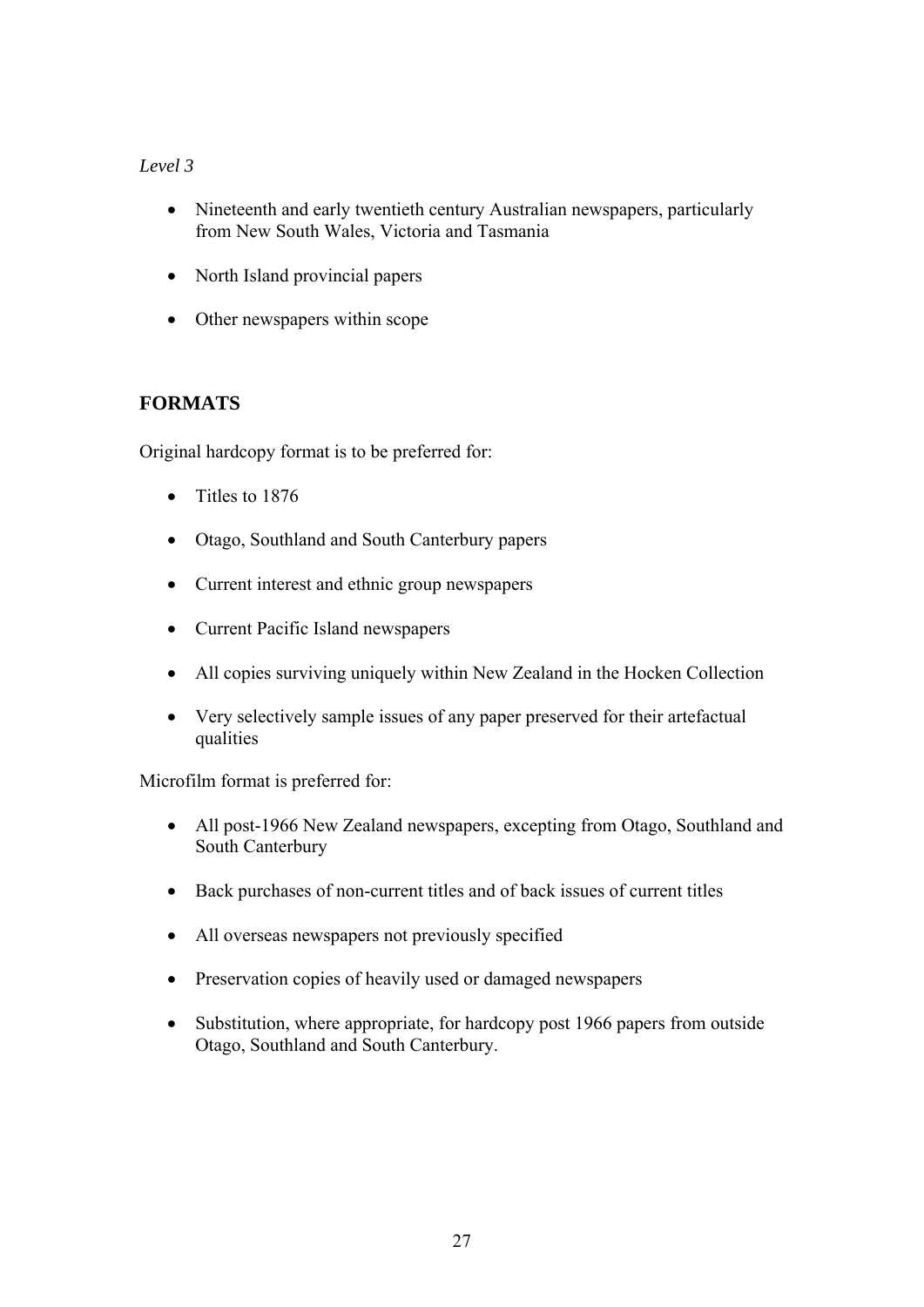*Level 3*

- Nineteenth and early twentieth century Australian newspapers, particularly from New South Wales, Victoria and Tasmania
- North Island provincial papers
- Other newspapers within scope

## FORMATS

Original hardcopy format is to be preferred for:

- Titles to 1876
- Otago, Southland and South Canterbury papers
- Current interest and ethnic group newspapers
- Current Pacific Island newspapers
- All copies surviving uniquely within New Zealand in the Hocken Collection
- Very selectively sample issues of any paper preserved for their artefactual qualities

Microfilm format is preferred for:

- All post-1966 New Zealand newspapers, excepting from Otago, Southland and South Canterbury
- Back purchases of non-current titles and of back issues of current titles
- All overseas newspapers not previously specified
- Preservation copies of heavily used or damaged newspapers
- Substitution, where appropriate, for hardcopy post 1966 papers from outside Otago, Southland and South Canterbury.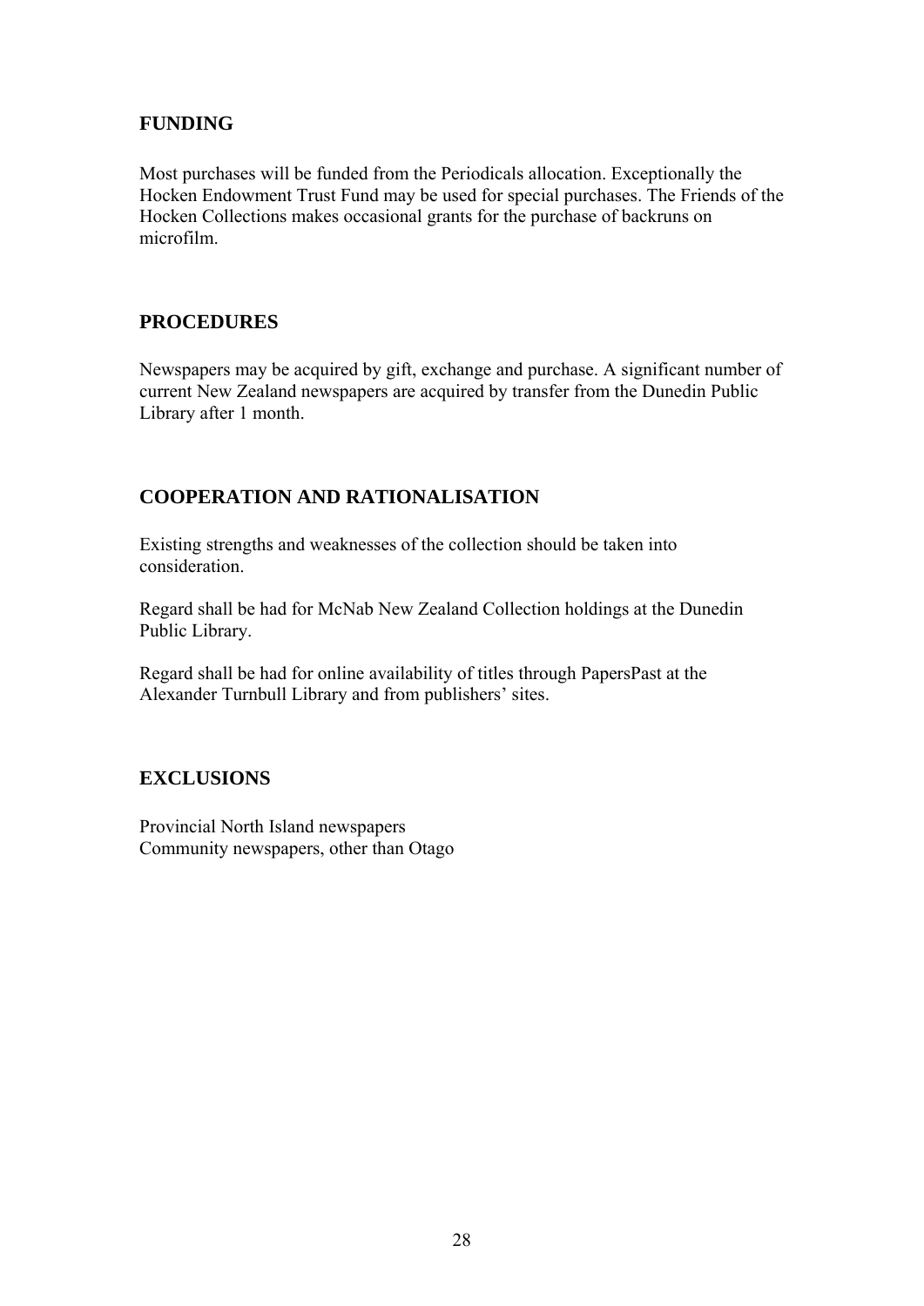## FUNDING

Most purchases will be funded from the Periodicals allocation. Exceptionally the Hocken Endowment Trust Fund may be used for special purchases. The Friends of the Hocken Collections makes occasional grants for the purchase of backruns on microfilm.

## PROCEDURES

Newspapers may be acquired by gift, exchange and purchase. A significant number of current New Zealand newspapers are acquired by transfer from the Dunedin Public Library after 1 month.

## COOPERATION AND RATIONALISATION

Existing strengths and weaknesses of the collection should be taken into consideration.

Regard shall be had for McNab New Zealand Collection holdings at the Dunedin Public Library.

Regard shall be had for online availability of titles through PapersPast at the Alexander Turnbull Library and from publishers' sites.

## EXCLUSIONS

Provincial North Island newspapers
Community newspapers, other than Otago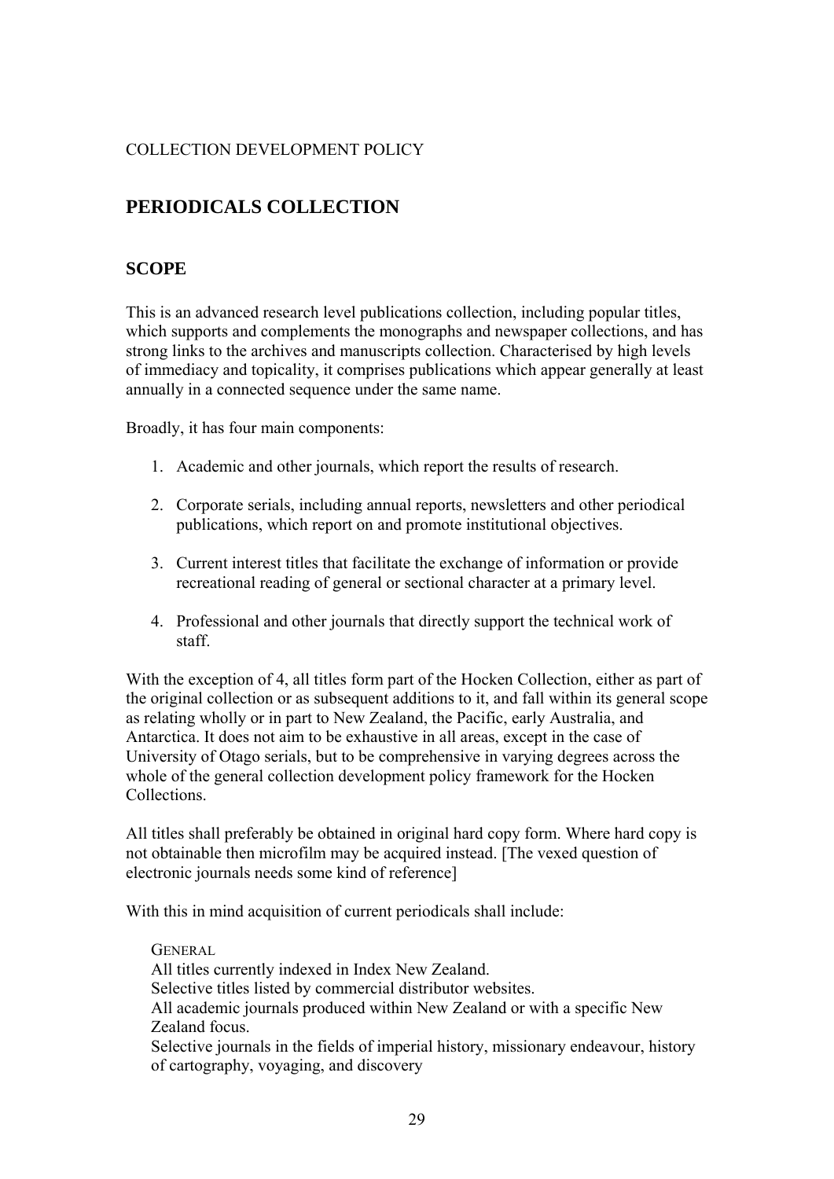COLLECTION DEVELOPMENT POLICY

## PERIODICALS COLLECTION

### SCOPE

This is an advanced research level publications collection, including popular titles, which supports and complements the monographs and newspaper collections, and has strong links to the archives and manuscripts collection. Characterised by high levels of immediacy and topicality, it comprises publications which appear generally at least annually in a connected sequence under the same name.

Broadly, it has four main components:

1. Academic and other journals, which report the results of research.

2. Corporate serials, including annual reports, newsletters and other periodical publications, which report on and promote institutional objectives.

3. Current interest titles that facilitate the exchange of information or provide recreational reading of general or sectional character at a primary level.

4. Professional and other journals that directly support the technical work of staff.

With the exception of 4, all titles form part of the Hocken Collection, either as part of the original collection or as subsequent additions to it, and fall within its general scope as relating wholly or in part to New Zealand, the Pacific, early Australia, and Antarctica. It does not aim to be exhaustive in all areas, except in the case of University of Otago serials, but to be comprehensive in varying degrees across the whole of the general collection development policy framework for the Hocken Collections.

All titles shall preferably be obtained in original hard copy form. Where hard copy is not obtainable then microfilm may be acquired instead. [The vexed question of electronic journals needs some kind of reference]

With this in mind acquisition of current periodicals shall include:

GENERAL  
All titles currently indexed in Index New Zealand.  
Selective titles listed by commercial distributor websites.  
All academic journals produced within New Zealand or with a specific New Zealand focus.  
Selective journals in the fields of imperial history, missionary endeavour, history of cartography, voyaging, and discovery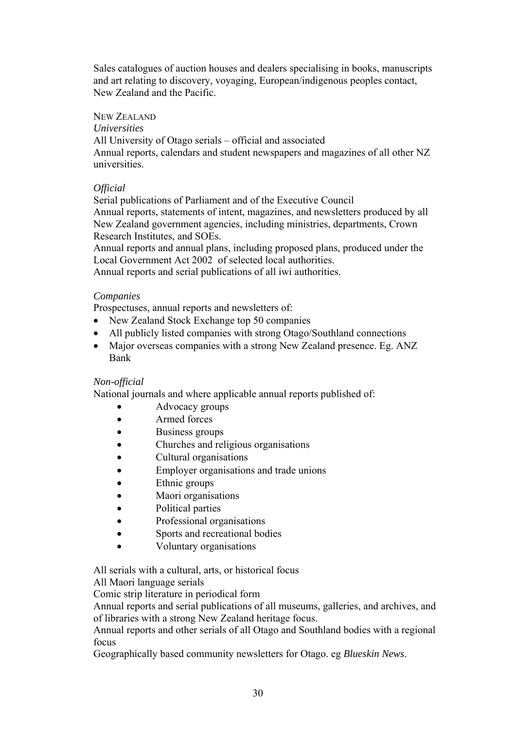Sales catalogues of auction houses and dealers specialising in books, manuscripts and art relating to discovery, voyaging, European/indigenous peoples contact, New Zealand and the Pacific.

NEW ZEALAND

*Universities*

All University of Otago serials – official and associated

Annual reports, calendars and student newspapers and magazines of all other NZ universities.

*Official*

Serial publications of Parliament and of the Executive Council

Annual reports, statements of intent, magazines, and newsletters produced by all New Zealand government agencies, including ministries, departments, Crown Research Institutes, and SOEs.

Annual reports and annual plans, including proposed plans, produced under the Local Government Act 2002 of selected local authorities.

Annual reports and serial publications of all iwi authorities.

*Companies*

Prospectuses, annual reports and newsletters of:

- New Zealand Stock Exchange top 50 companies
- All publicly listed companies with strong Otago/Southland connections
- Major overseas companies with a strong New Zealand presence. Eg. ANZ Bank

*Non-official*

National journals and where applicable annual reports published of:

- Advocacy groups
- Armed forces
- Business groups
- Churches and religious organisations
- Cultural organisations
- Employer organisations and trade unions
- Ethnic groups
- Maori organisations
- Political parties
- Professional organisations
- Sports and recreational bodies
- Voluntary organisations

All serials with a cultural, arts, or historical focus

All Maori language serials

Comic strip literature in periodical form

Annual reports and serial publications of all museums, galleries, and archives, and of libraries with a strong New Zealand heritage focus.

Annual reports and other serials of all Otago and Southland bodies with a regional focus

Geographically based community newsletters for Otago. eg *Blueskin News*.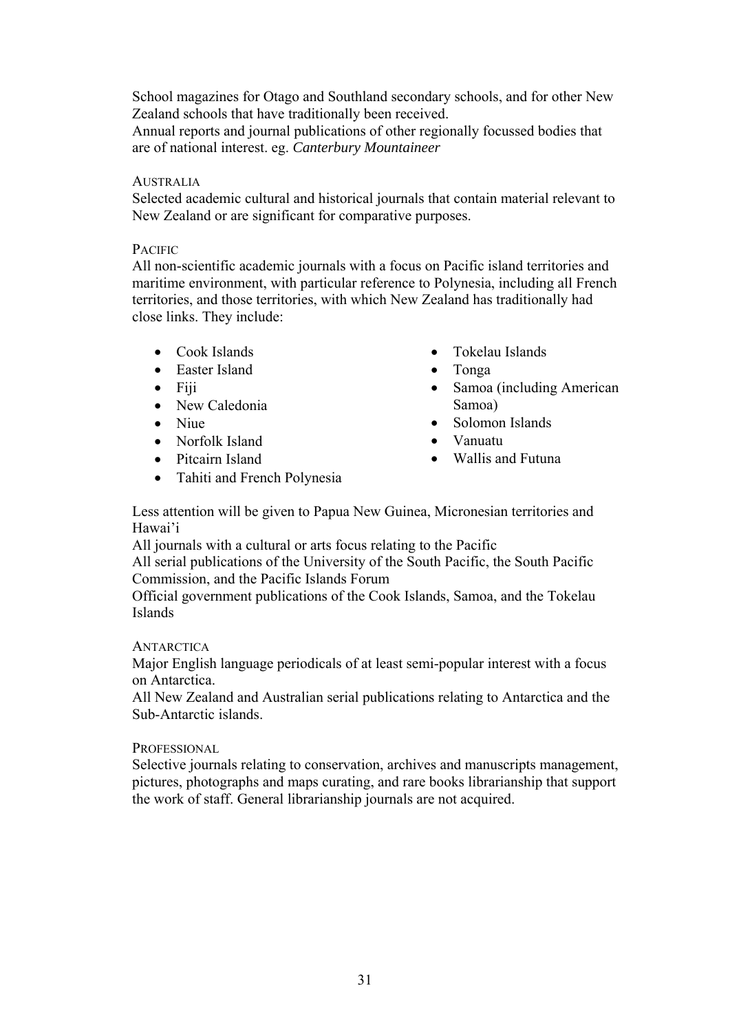School magazines for Otago and Southland secondary schools, and for other New Zealand schools that have traditionally been received.

Annual reports and journal publications of other regionally focussed bodies that are of national interest. eg. *Canterbury Mountaineer*

### AUSTRALIA

Selected academic cultural and historical journals that contain material relevant to New Zealand or are significant for comparative purposes.

### PACIFIC

All non-scientific academic journals with a focus on Pacific island territories and maritime environment, with particular reference to Polynesia, including all French territories, and those territories, with which New Zealand has traditionally had close links. They include:

- Cook Islands
- Easter Island
- Fiji
- New Caledonia
- Niue
- Norfolk Island
- Pitcairn Island
- Tahiti and French Polynesia
- Tokelau Islands
- Tonga
- Samoa (including American Samoa)
- Solomon Islands
- Vanuatu
- Wallis and Futuna

Less attention will be given to Papua New Guinea, Micronesian territories and Hawai'i

All journals with a cultural or arts focus relating to the Pacific

All serial publications of the University of the South Pacific, the South Pacific Commission, and the Pacific Islands Forum

Official government publications of the Cook Islands, Samoa, and the Tokelau Islands

### ANTARCTICA

Major English language periodicals of at least semi-popular interest with a focus on Antarctica.

All New Zealand and Australian serial publications relating to Antarctica and the Sub-Antarctic islands.

### PROFESSIONAL

Selective journals relating to conservation, archives and manuscripts management, pictures, photographs and maps curating, and rare books librarianship that support the work of staff. General librarianship journals are not acquired.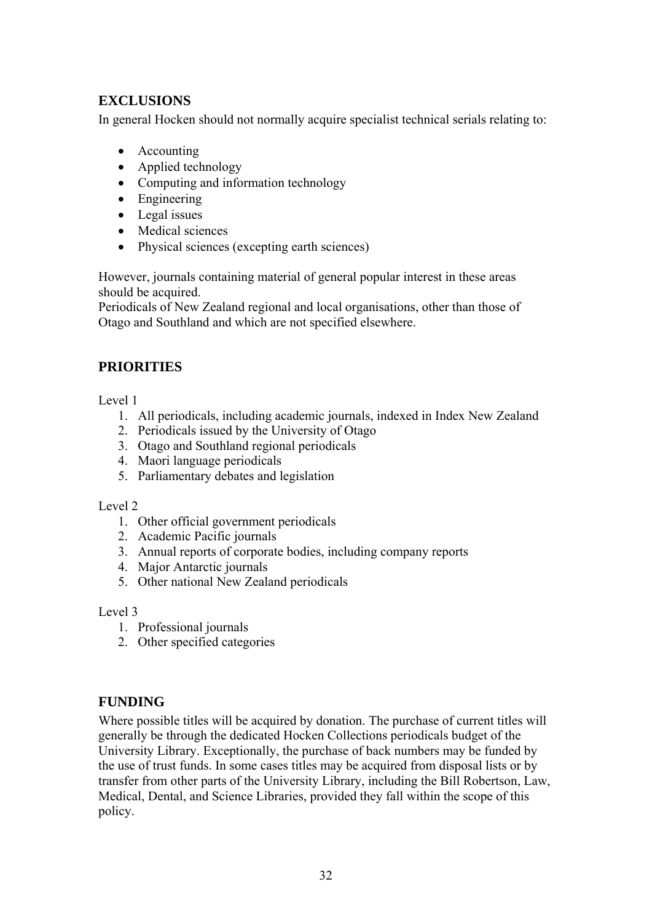## EXCLUSIONS

In general Hocken should not normally acquire specialist technical serials relating to:

- Accounting
- Applied technology
- Computing and information technology
- Engineering
- Legal issues
- Medical sciences
- Physical sciences (excepting earth sciences)

However, journals containing material of general popular interest in these areas should be acquired.
Periodicals of New Zealand regional and local organisations, other than those of Otago and Southland and which are not specified elsewhere.

## PRIORITIES

Level 1

1. All periodicals, including academic journals, indexed in Index New Zealand
2. Periodicals issued by the University of Otago
3. Otago and Southland regional periodicals
4. Maori language periodicals
5. Parliamentary debates and legislation

Level 2

1. Other official government periodicals
2. Academic Pacific journals
3. Annual reports of corporate bodies, including company reports
4. Major Antarctic journals
5. Other national New Zealand periodicals

Level 3

1. Professional journals
2. Other specified categories

## FUNDING

Where possible titles will be acquired by donation. The purchase of current titles will generally be through the dedicated Hocken Collections periodicals budget of the University Library. Exceptionally, the purchase of back numbers may be funded by the use of trust funds. In some cases titles may be acquired from disposal lists or by transfer from other parts of the University Library, including the Bill Robertson, Law, Medical, Dental, and Science Libraries, provided they fall within the scope of this policy.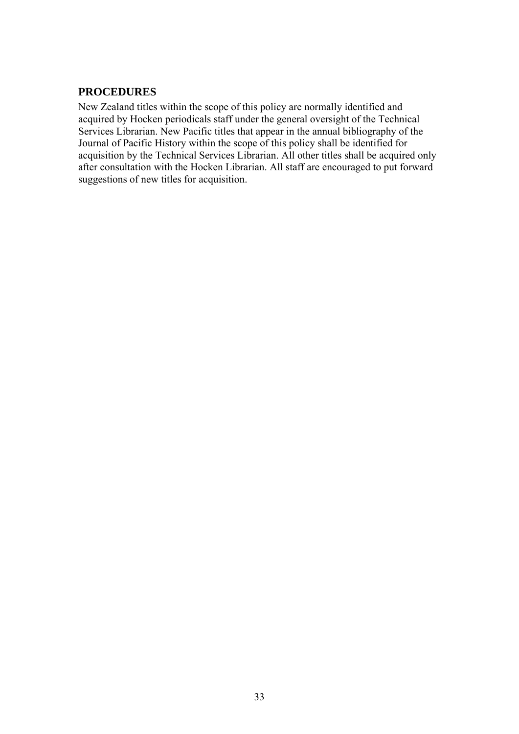## PROCEDURES

New Zealand titles within the scope of this policy are normally identified and acquired by Hocken periodicals staff under the general oversight of the Technical Services Librarian. New Pacific titles that appear in the annual bibliography of the Journal of Pacific History within the scope of this policy shall be identified for acquisition by the Technical Services Librarian. All other titles shall be acquired only after consultation with the Hocken Librarian. All staff are encouraged to put forward suggestions of new titles for acquisition.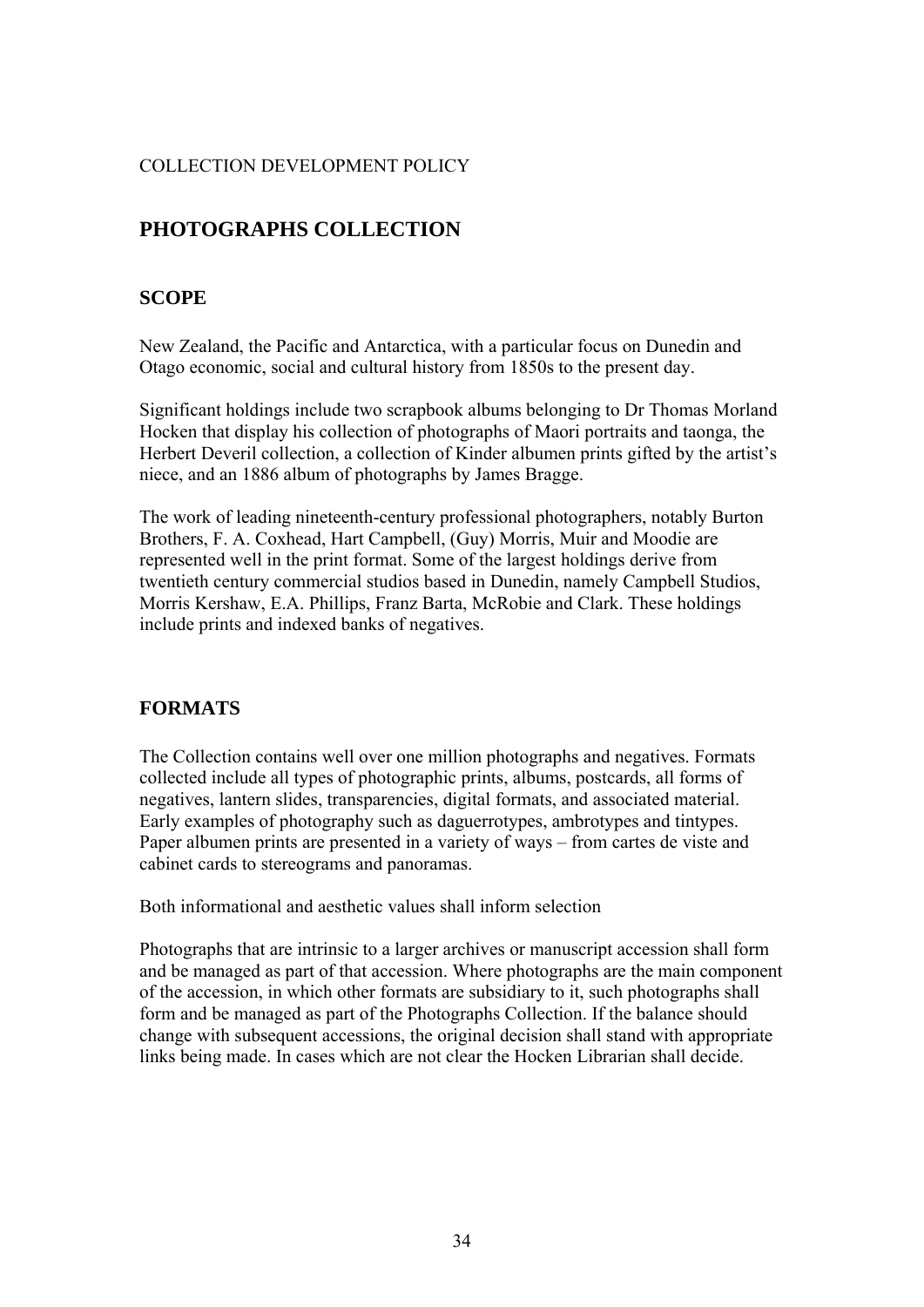COLLECTION DEVELOPMENT POLICY

# PHOTOGRAPHS COLLECTION

## SCOPE

New Zealand, the Pacific and Antarctica, with a particular focus on Dunedin and Otago economic, social and cultural history from 1850s to the present day.

Significant holdings include two scrapbook albums belonging to Dr Thomas Morland Hocken that display his collection of photographs of Maori portraits and taonga, the Herbert Deveril collection, a collection of Kinder albumen prints gifted by the artist's niece, and an 1886 album of photographs by James Bragge.

The work of leading nineteenth-century professional photographers, notably Burton Brothers, F. A. Coxhead, Hart Campbell, (Guy) Morris, Muir and Moodie are represented well in the print format. Some of the largest holdings derive from twentieth century commercial studios based in Dunedin, namely Campbell Studios, Morris Kershaw, E.A. Phillips, Franz Barta, McRobie and Clark. These holdings include prints and indexed banks of negatives.

## FORMATS

The Collection contains well over one million photographs and negatives. Formats collected include all types of photographic prints, albums, postcards, all forms of negatives, lantern slides, transparencies, digital formats, and associated material. Early examples of photography such as daguerrotypes, ambrotypes and tintypes. Paper albumen prints are presented in a variety of ways – from cartes de viste and cabinet cards to stereograms and panoramas.

Both informational and aesthetic values shall inform selection

Photographs that are intrinsic to a larger archives or manuscript accession shall form and be managed as part of that accession. Where photographs are the main component of the accession, in which other formats are subsidiary to it, such photographs shall form and be managed as part of the Photographs Collection. If the balance should change with subsequent accessions, the original decision shall stand with appropriate links being made. In cases which are not clear the Hocken Librarian shall decide.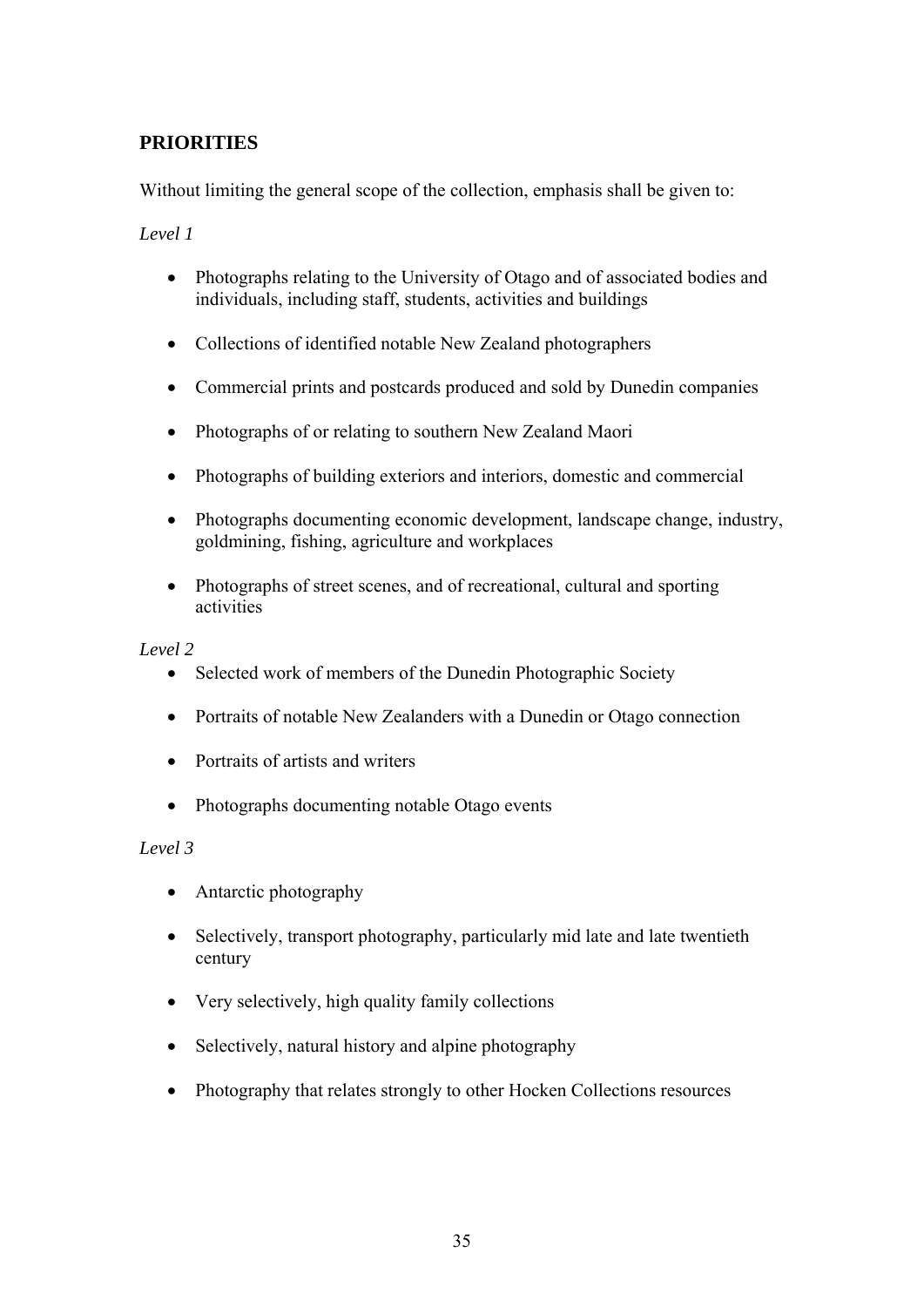## PRIORITIES

Without limiting the general scope of the collection, emphasis shall be given to:

*Level 1*

- Photographs relating to the University of Otago and of associated bodies and individuals, including staff, students, activities and buildings
- Collections of identified notable New Zealand photographers
- Commercial prints and postcards produced and sold by Dunedin companies
- Photographs of or relating to southern New Zealand Maori
- Photographs of building exteriors and interiors, domestic and commercial
- Photographs documenting economic development, landscape change, industry, goldmining, fishing, agriculture and workplaces
- Photographs of street scenes, and of recreational, cultural and sporting activities

*Level 2*

- Selected work of members of the Dunedin Photographic Society
- Portraits of notable New Zealanders with a Dunedin or Otago connection
- Portraits of artists and writers
- Photographs documenting notable Otago events

*Level 3*

- Antarctic photography
- Selectively, transport photography, particularly mid late and late twentieth century
- Very selectively, high quality family collections
- Selectively, natural history and alpine photography
- Photography that relates strongly to other Hocken Collections resources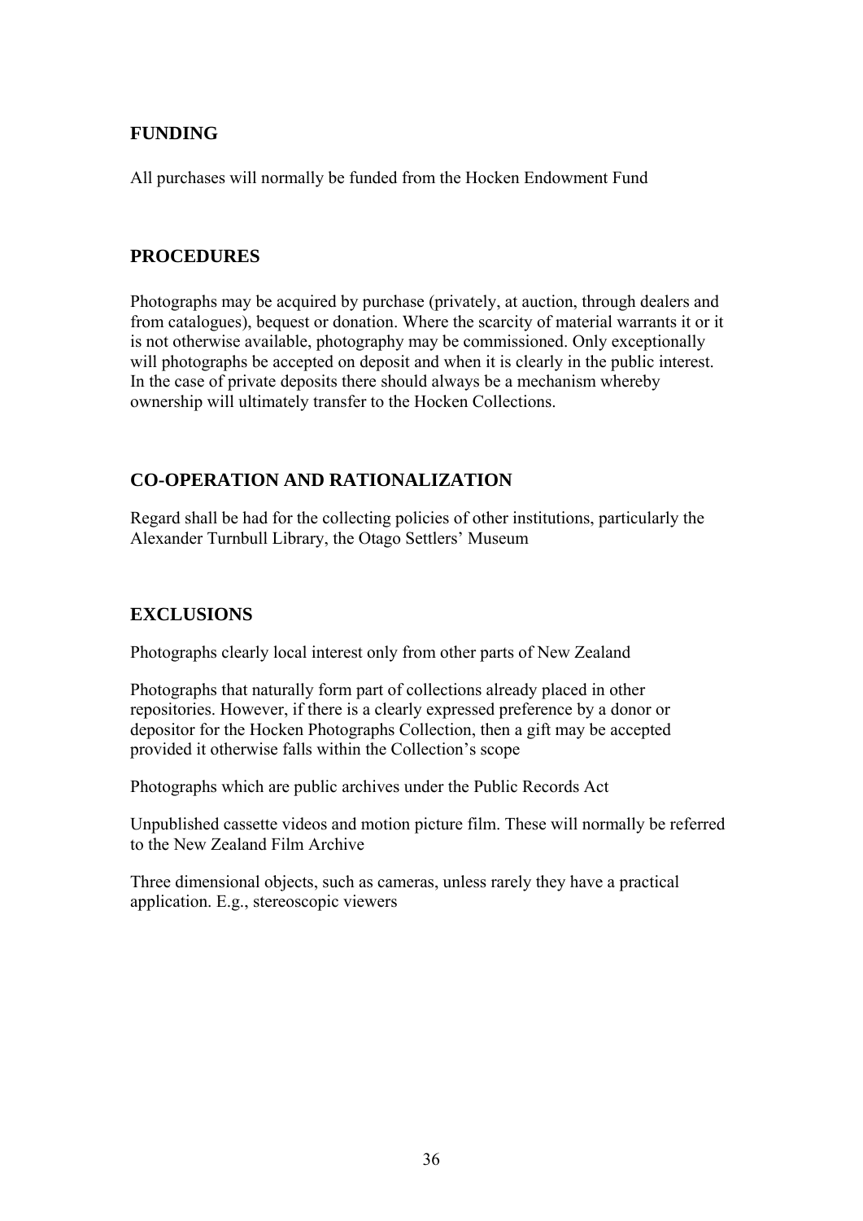## FUNDING

All purchases will normally be funded from the Hocken Endowment Fund

## PROCEDURES

Photographs may be acquired by purchase (privately, at auction, through dealers and from catalogues), bequest or donation. Where the scarcity of material warrants it or it is not otherwise available, photography may be commissioned. Only exceptionally will photographs be accepted on deposit and when it is clearly in the public interest. In the case of private deposits there should always be a mechanism whereby ownership will ultimately transfer to the Hocken Collections.

## CO-OPERATION AND RATIONALIZATION

Regard shall be had for the collecting policies of other institutions, particularly the Alexander Turnbull Library, the Otago Settlers' Museum

## EXCLUSIONS

Photographs clearly local interest only from other parts of New Zealand

Photographs that naturally form part of collections already placed in other repositories. However, if there is a clearly expressed preference by a donor or depositor for the Hocken Photographs Collection, then a gift may be accepted provided it otherwise falls within the Collection's scope

Photographs which are public archives under the Public Records Act

Unpublished cassette videos and motion picture film. These will normally be referred to the New Zealand Film Archive

Three dimensional objects, such as cameras, unless rarely they have a practical application. E.g., stereoscopic viewers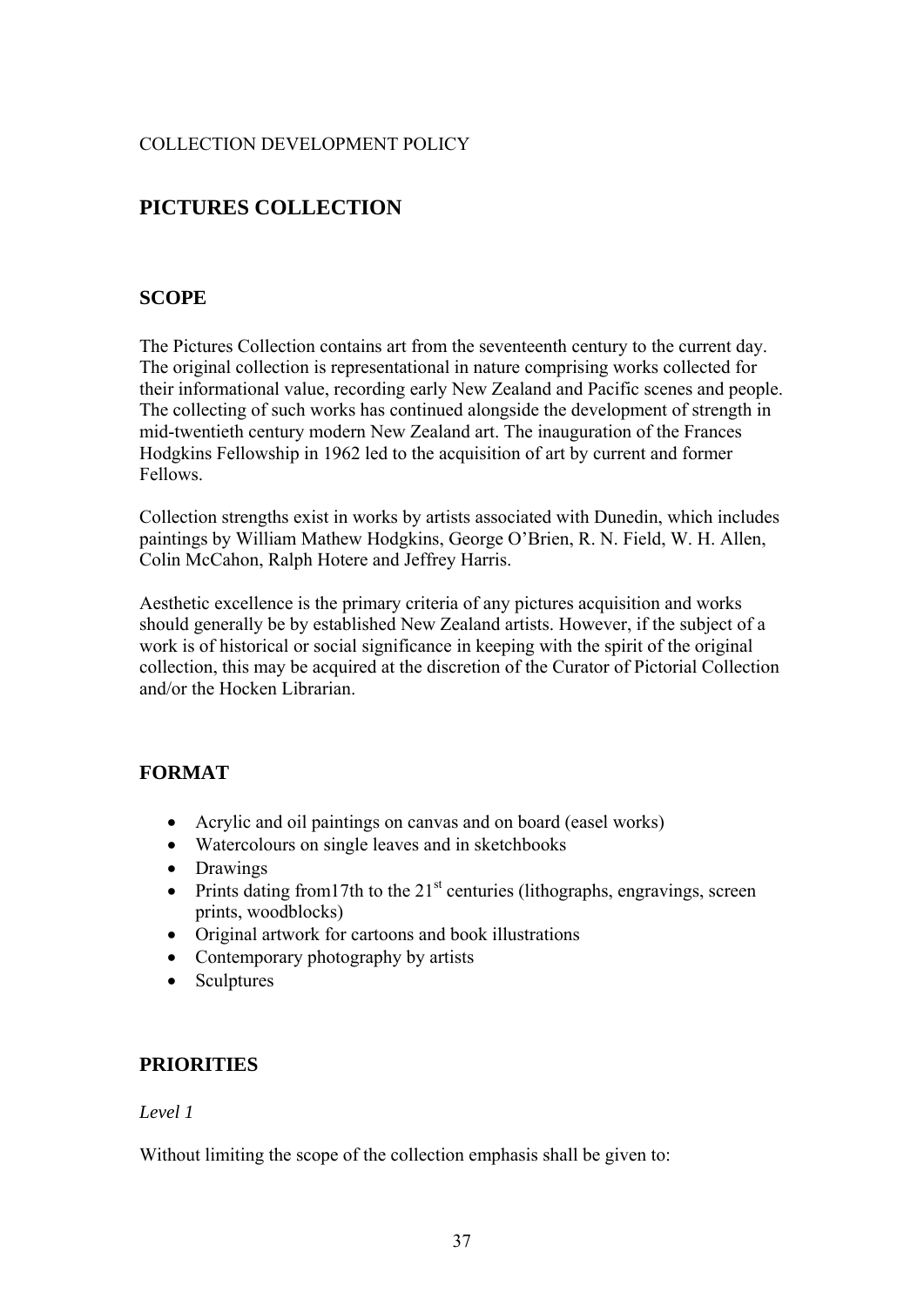COLLECTION DEVELOPMENT POLICY

# PICTURES COLLECTION

## SCOPE

The Pictures Collection contains art from the seventeenth century to the current day. The original collection is representational in nature comprising works collected for their informational value, recording early New Zealand and Pacific scenes and people. The collecting of such works has continued alongside the development of strength in mid-twentieth century modern New Zealand art. The inauguration of the Frances Hodgkins Fellowship in 1962 led to the acquisition of art by current and former Fellows.

Collection strengths exist in works by artists associated with Dunedin, which includes paintings by William Mathew Hodgkins, George O'Brien, R. N. Field, W. H. Allen, Colin McCahon, Ralph Hotere and Jeffrey Harris.

Aesthetic excellence is the primary criteria of any pictures acquisition and works should generally be by established New Zealand artists. However, if the subject of a work is of historical or social significance in keeping with the spirit of the original collection, this may be acquired at the discretion of the Curator of Pictorial Collection and/or the Hocken Librarian.

## FORMAT

- Acrylic and oil paintings on canvas and on board (easel works)
- Watercolours on single leaves and in sketchbooks
- Drawings
- Prints dating from17th to the 21st centuries (lithographs, engravings, screen prints, woodblocks)
- Original artwork for cartoons and book illustrations
- Contemporary photography by artists
- Sculptures

## PRIORITIES

*Level 1*

Without limiting the scope of the collection emphasis shall be given to: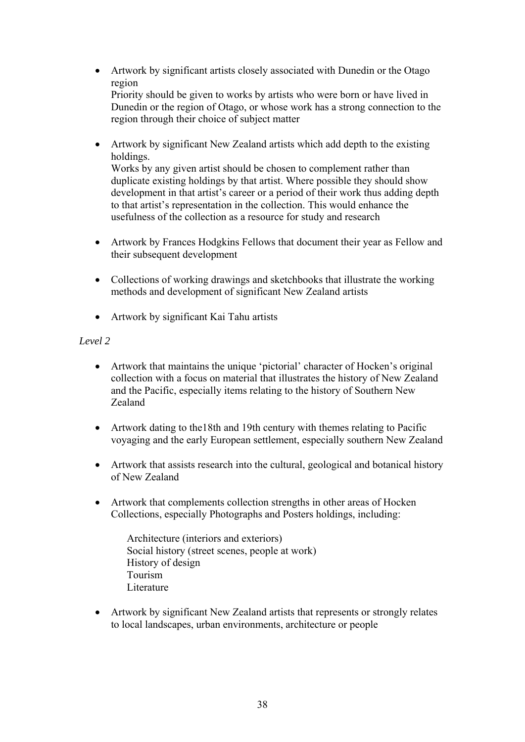- Artwork by significant artists closely associated with Dunedin or the Otago region
  Priority should be given to works by artists who were born or have lived in Dunedin or the region of Otago, or whose work has a strong connection to the region through their choice of subject matter

- Artwork by significant New Zealand artists which add depth to the existing holdings.
  Works by any given artist should be chosen to complement rather than duplicate existing holdings by that artist. Where possible they should show development in that artist's career or a period of their work thus adding depth to that artist's representation in the collection. This would enhance the usefulness of the collection as a resource for study and research

- Artwork by Frances Hodgkins Fellows that document their year as Fellow and their subsequent development

- Collections of working drawings and sketchbooks that illustrate the working methods and development of significant New Zealand artists

- Artwork by significant Kai Tahu artists

*Level 2*

- Artwork that maintains the unique 'pictorial' character of Hocken's original collection with a focus on material that illustrates the history of New Zealand and the Pacific, especially items relating to the history of Southern New Zealand

- Artwork dating to the18th and 19th century with themes relating to Pacific voyaging and the early European settlement, especially southern New Zealand

- Artwork that assists research into the cultural, geological and botanical history of New Zealand

- Artwork that complements collection strengths in other areas of Hocken Collections, especially Photographs and Posters holdings, including:

  Architecture (interiors and exteriors)
  Social history (street scenes, people at work)
  History of design
  Tourism
  Literature

- Artwork by significant New Zealand artists that represents or strongly relates to local landscapes, urban environments, architecture or people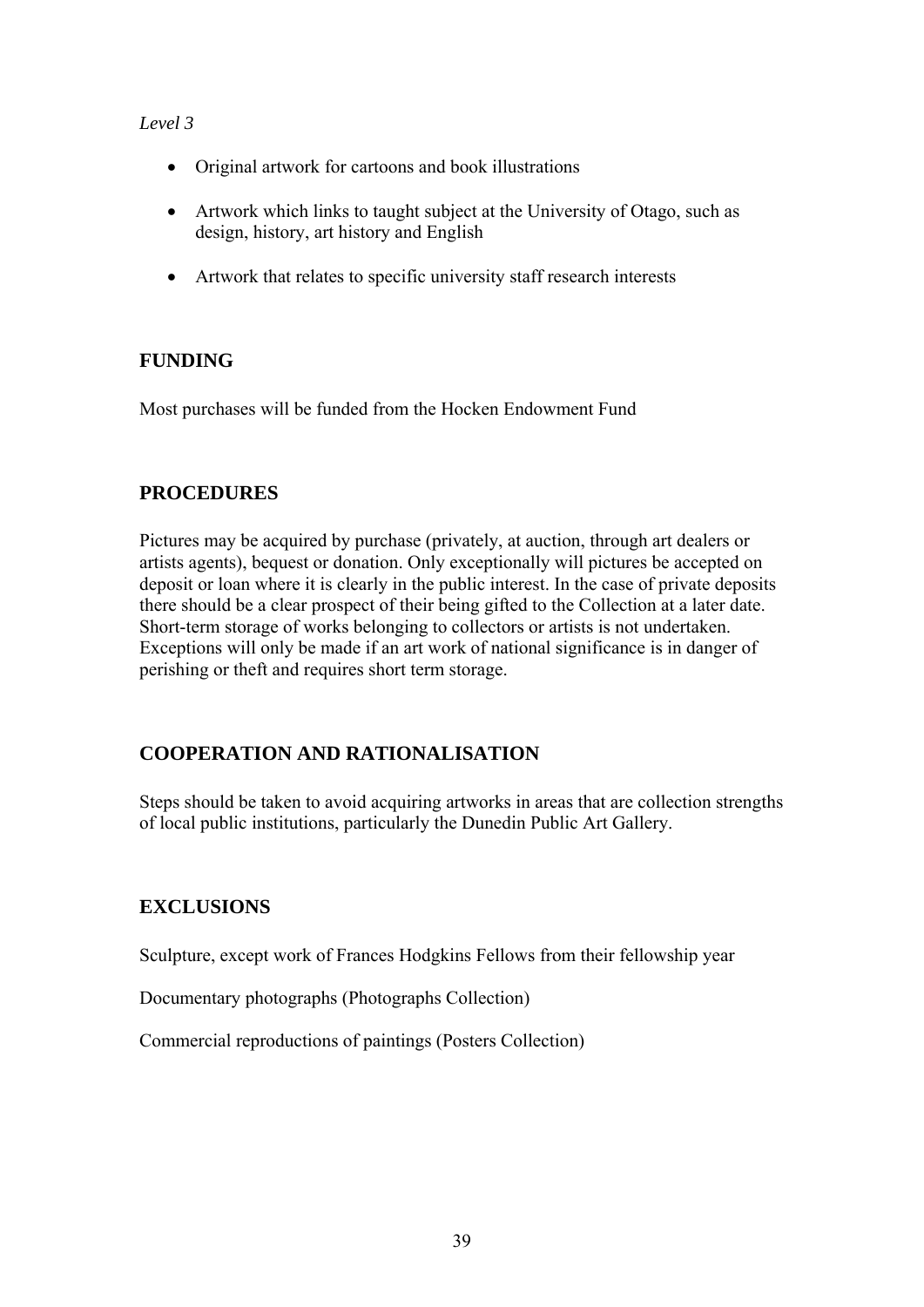*Level 3*

- Original artwork for cartoons and book illustrations
- Artwork which links to taught subject at the University of Otago, such as design, history, art history and English
- Artwork that relates to specific university staff research interests

## FUNDING

Most purchases will be funded from the Hocken Endowment Fund

## PROCEDURES

Pictures may be acquired by purchase (privately, at auction, through art dealers or artists agents), bequest or donation. Only exceptionally will pictures be accepted on deposit or loan where it is clearly in the public interest. In the case of private deposits there should be a clear prospect of their being gifted to the Collection at a later date. Short-term storage of works belonging to collectors or artists is not undertaken. Exceptions will only be made if an art work of national significance is in danger of perishing or theft and requires short term storage.

## COOPERATION AND RATIONALISATION

Steps should be taken to avoid acquiring artworks in areas that are collection strengths of local public institutions, particularly the Dunedin Public Art Gallery.

## EXCLUSIONS

Sculpture, except work of Frances Hodgkins Fellows from their fellowship year

Documentary photographs (Photographs Collection)

Commercial reproductions of paintings (Posters Collection)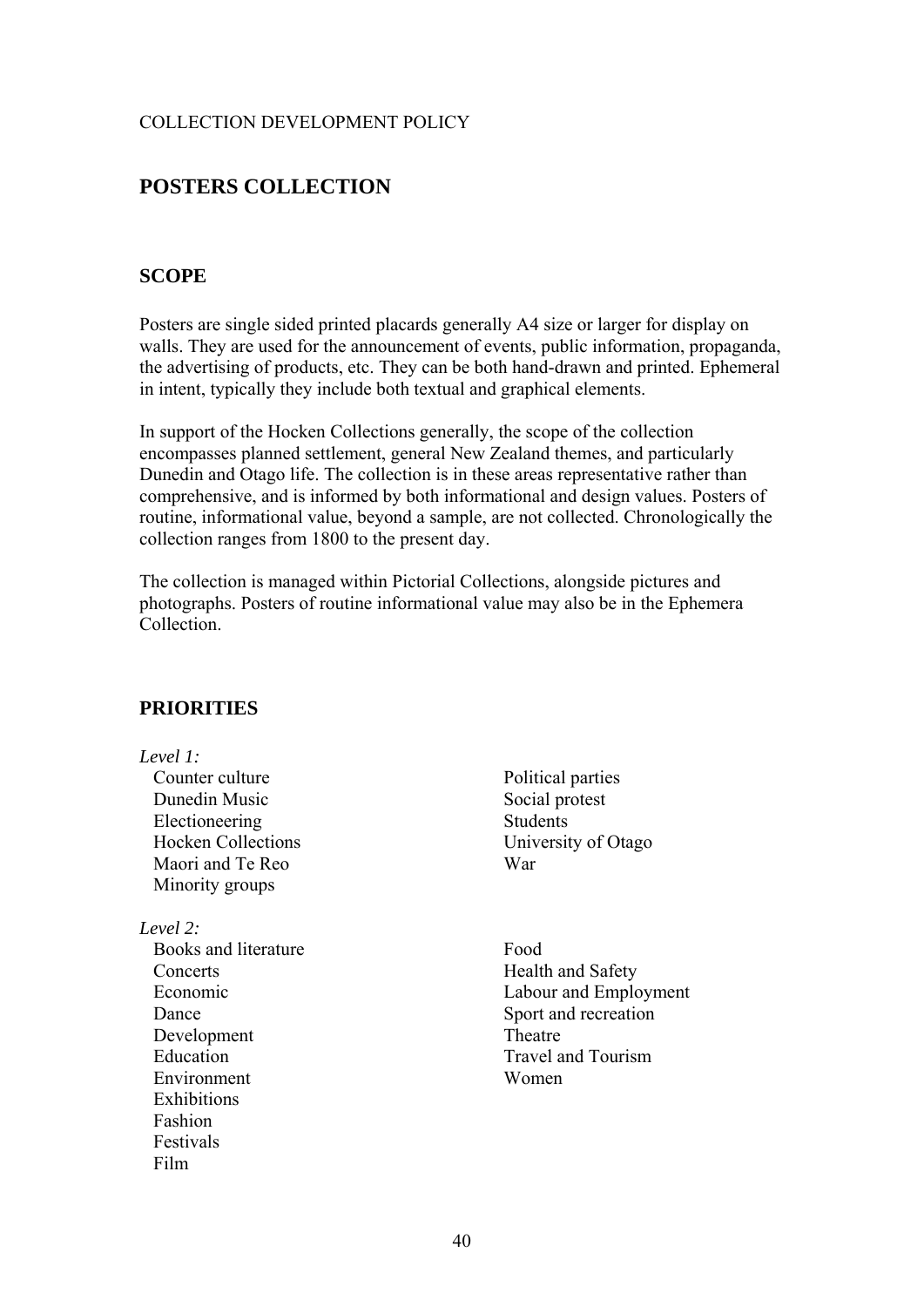COLLECTION DEVELOPMENT POLICY

# POSTERS COLLECTION

## SCOPE

Posters are single sided printed placards generally A4 size or larger for display on walls. They are used for the announcement of events, public information, propaganda, the advertising of products, etc. They can be both hand-drawn and printed. Ephemeral in intent, typically they include both textual and graphical elements.

In support of the Hocken Collections generally, the scope of the collection encompasses planned settlement, general New Zealand themes, and particularly Dunedin and Otago life. The collection is in these areas representative rather than comprehensive, and is informed by both informational and design values. Posters of routine, informational value, beyond a sample, are not collected. Chronologically the collection ranges from 1800 to the present day.

The collection is managed within Pictorial Collections, alongside pictures and photographs. Posters of routine informational value may also be in the Ephemera Collection.

## PRIORITIES

*Level 1:*

- Counter culture
- Dunedin Music
- Electioneering
- Hocken Collections
- Maori and Te Reo
- Minority groups
- Political parties
- Social protest
- Students
- University of Otago
- War

*Level 2:*

- Books and literature
- Concerts
- Economic
- Dance
- Development
- Education
- Environment
- Exhibitions
- Fashion
- Festivals
- Film
- Food
- Health and Safety
- Labour and Employment
- Sport and recreation
- Theatre
- Travel and Tourism
- Women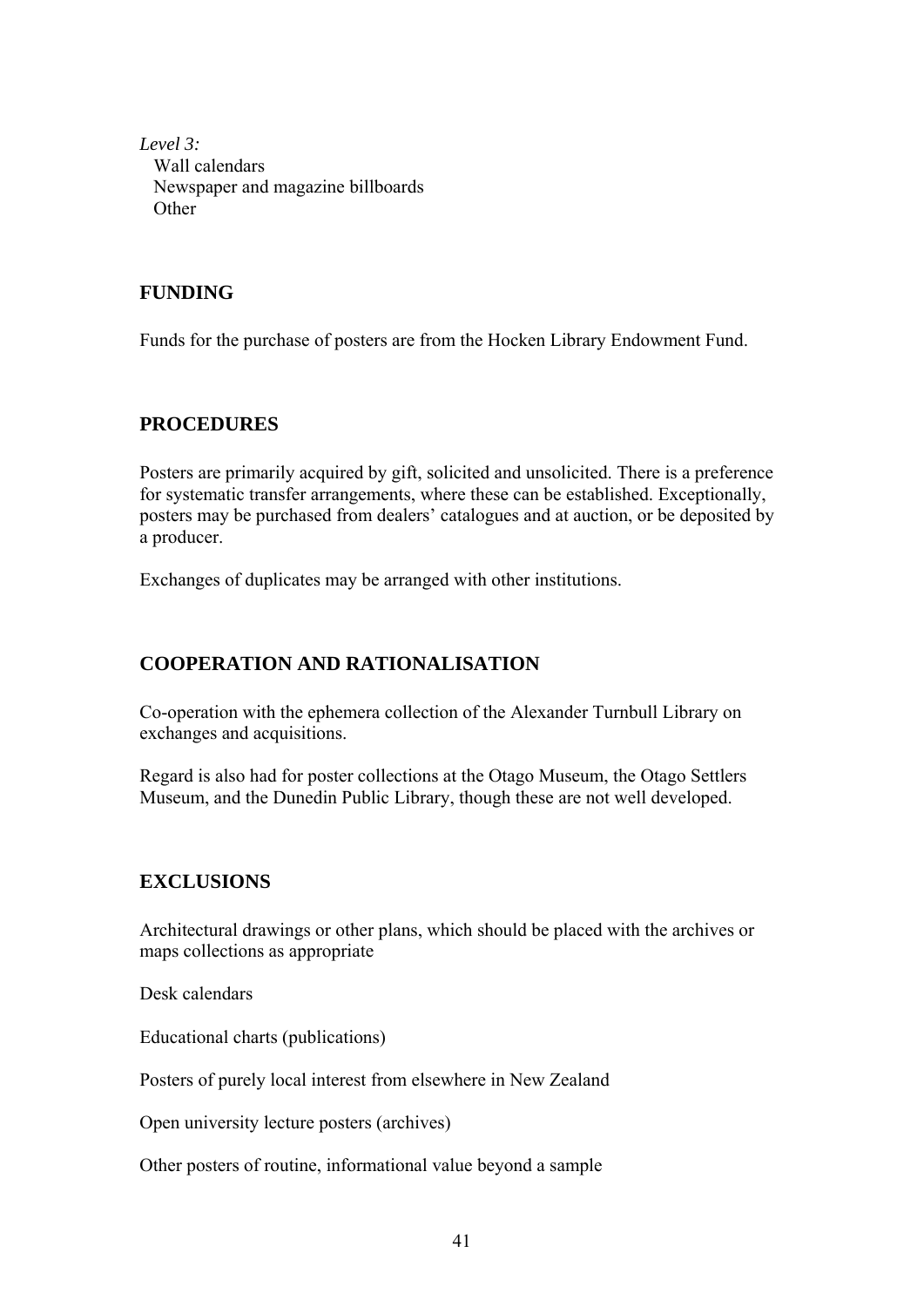*Level 3:*

Wall calendars
Newspaper and magazine billboards
Other

## FUNDING

Funds for the purchase of posters are from the Hocken Library Endowment Fund.

## PROCEDURES

Posters are primarily acquired by gift, solicited and unsolicited. There is a preference for systematic transfer arrangements, where these can be established. Exceptionally, posters may be purchased from dealers' catalogues and at auction, or be deposited by a producer.

Exchanges of duplicates may be arranged with other institutions.

## COOPERATION AND RATIONALISATION

Co-operation with the ephemera collection of the Alexander Turnbull Library on exchanges and acquisitions.

Regard is also had for poster collections at the Otago Museum, the Otago Settlers Museum, and the Dunedin Public Library, though these are not well developed.

## EXCLUSIONS

Architectural drawings or other plans, which should be placed with the archives or maps collections as appropriate

Desk calendars

Educational charts (publications)

Posters of purely local interest from elsewhere in New Zealand

Open university lecture posters (archives)

Other posters of routine, informational value beyond a sample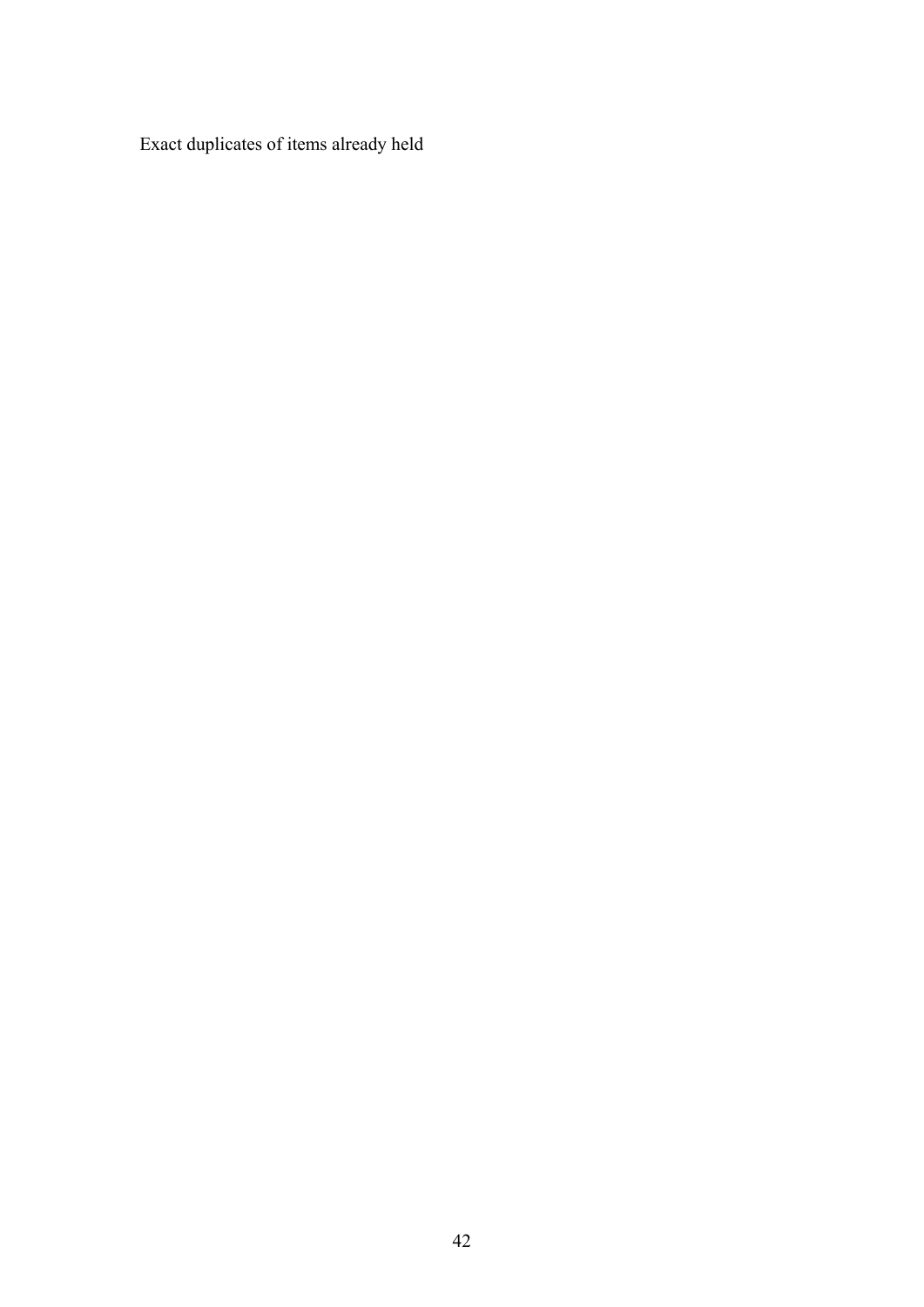Exact duplicates of items already held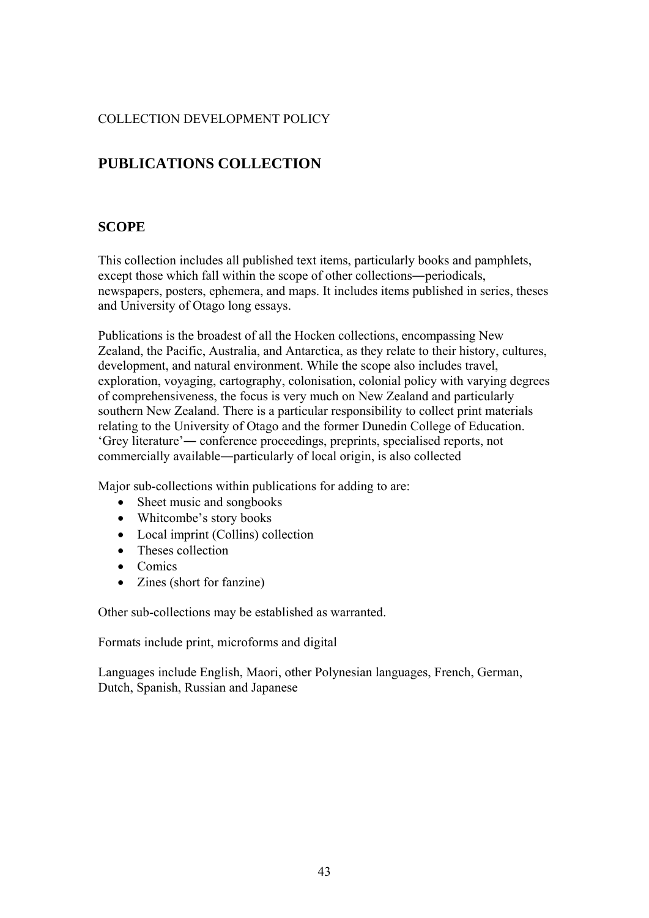COLLECTION DEVELOPMENT POLICY

# PUBLICATIONS COLLECTION

## SCOPE

This collection includes all published text items, particularly books and pamphlets, except those which fall within the scope of other collections―periodicals, newspapers, posters, ephemera, and maps. It includes items published in series, theses and University of Otago long essays.

Publications is the broadest of all the Hocken collections, encompassing New Zealand, the Pacific, Australia, and Antarctica, as they relate to their history, cultures, development, and natural environment. While the scope also includes travel, exploration, voyaging, cartography, colonisation, colonial policy with varying degrees of comprehensiveness, the focus is very much on New Zealand and particularly southern New Zealand. There is a particular responsibility to collect print materials relating to the University of Otago and the former Dunedin College of Education. 'Grey literature'― conference proceedings, preprints, specialised reports, not commercially available―particularly of local origin, is also collected

Major sub-collections within publications for adding to are:

- Sheet music and songbooks
- Whitcombe's story books
- Local imprint (Collins) collection
- Theses collection
- Comics
- Zines (short for fanzine)

Other sub-collections may be established as warranted.

Formats include print, microforms and digital

Languages include English, Maori, other Polynesian languages, French, German, Dutch, Spanish, Russian and Japanese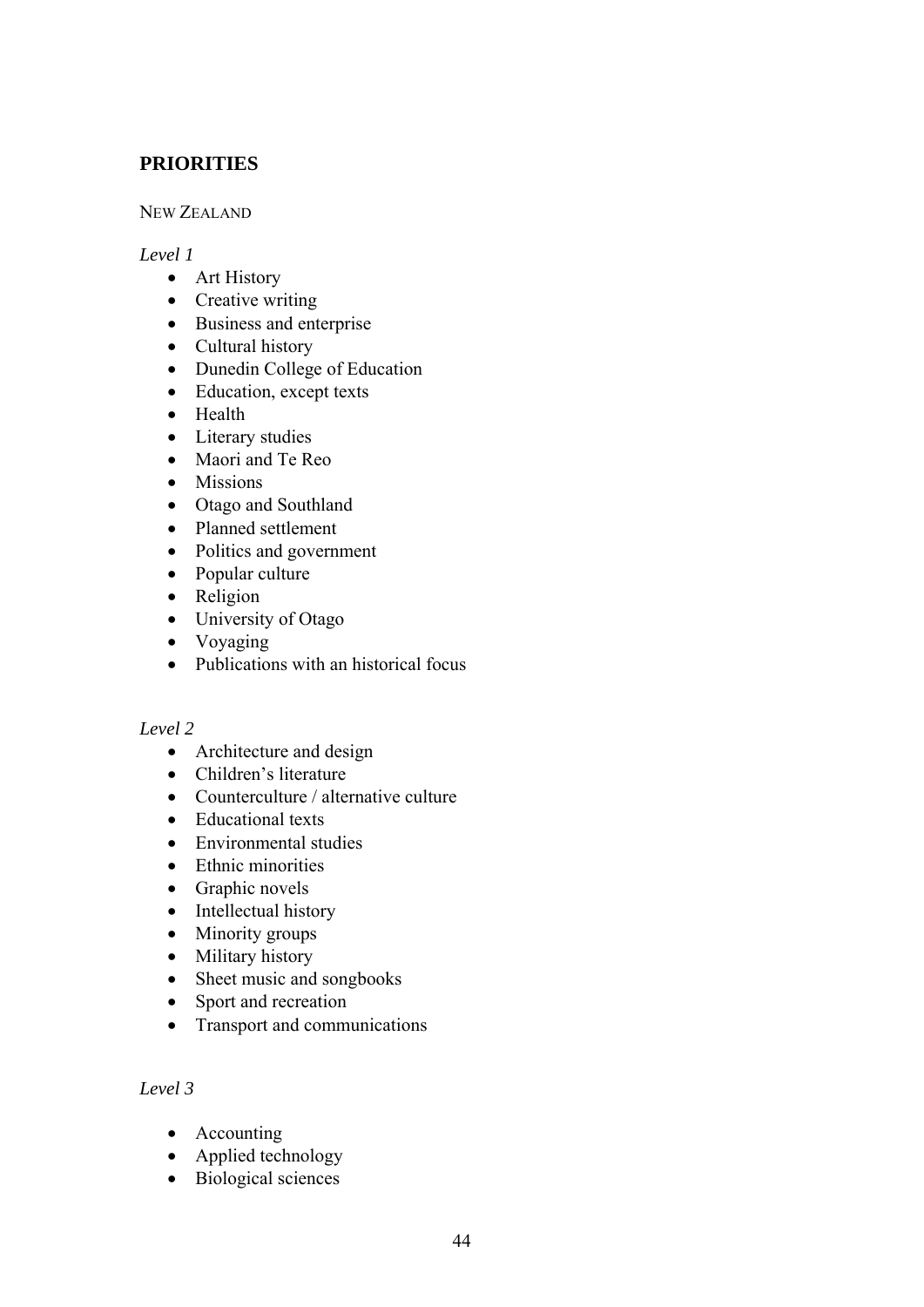## PRIORITIES

NEW ZEALAND

*Level 1*

- Art History
- Creative writing
- Business and enterprise
- Cultural history
- Dunedin College of Education
- Education, except texts
- Health
- Literary studies
- Maori and Te Reo
- Missions
- Otago and Southland
- Planned settlement
- Politics and government
- Popular culture
- Religion
- University of Otago
- Voyaging
- Publications with an historical focus

*Level 2*

- Architecture and design
- Children's literature
- Counterculture / alternative culture
- Educational texts
- Environmental studies
- Ethnic minorities
- Graphic novels
- Intellectual history
- Minority groups
- Military history
- Sheet music and songbooks
- Sport and recreation
- Transport and communications

*Level 3*

- Accounting
- Applied technology
- Biological sciences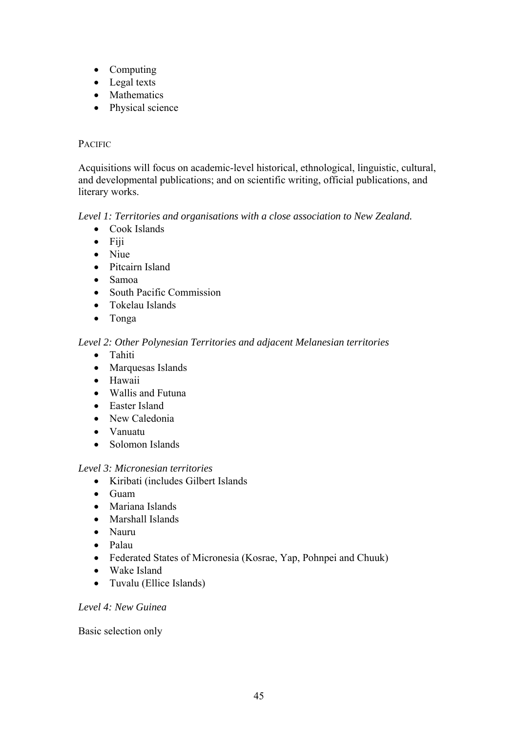- Computing
- Legal texts
- Mathematics
- Physical science

### PACIFIC

Acquisitions will focus on academic-level historical, ethnological, linguistic, cultural, and developmental publications; and on scientific writing, official publications, and literary works.

*Level 1: Territories and organisations with a close association to New Zealand.*

- Cook Islands
- Fiji
- Niue
- Pitcairn Island
- Samoa
- South Pacific Commission
- Tokelau Islands
- Tonga

*Level 2: Other Polynesian Territories and adjacent Melanesian territories*

- Tahiti
- Marquesas Islands
- Hawaii
- Wallis and Futuna
- Easter Island
- New Caledonia
- Vanuatu
- Solomon Islands

*Level 3: Micronesian territories*

- Kiribati (includes Gilbert Islands
- Guam
- Mariana Islands
- Marshall Islands
- Nauru
- Palau
- Federated States of Micronesia (Kosrae, Yap, Pohnpei and Chuuk)
- Wake Island
- Tuvalu (Ellice Islands)

*Level 4: New Guinea*

Basic selection only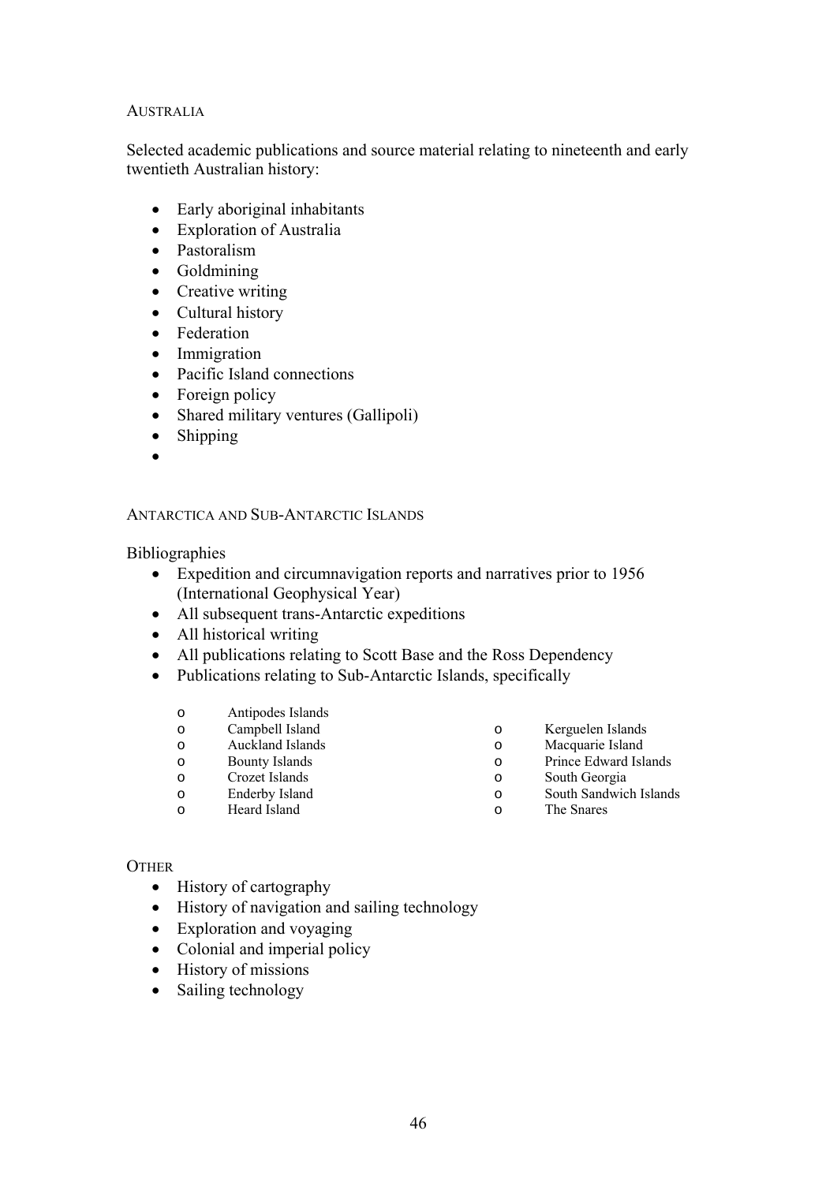## AUSTRALIA

Selected academic publications and source material relating to nineteenth and early twentieth Australian history:

- Early aboriginal inhabitants
- Exploration of Australia
- Pastoralism
- Goldmining
- Creative writing
- Cultural history
- Federation
- Immigration
- Pacific Island connections
- Foreign policy
- Shared military ventures (Gallipoli)
- Shipping
-

## ANTARCTICA AND SUB-ANTARCTIC ISLANDS

Bibliographies

- Expedition and circumnavigation reports and narratives prior to 1956 (International Geophysical Year)
- All subsequent trans-Antarctic expeditions
- All historical writing
- All publications relating to Scott Base and the Ross Dependency
- Publications relating to Sub-Antarctic Islands, specifically
  - Antipodes Islands
  - Campbell Island
  - Auckland Islands
  - Bounty Islands
  - Crozet Islands
  - Enderby Island
  - Heard Island
  - Kerguelen Islands
  - Macquarie Island
  - Prince Edward Islands
  - South Georgia
  - South Sandwich Islands
  - The Snares

## OTHER

- History of cartography
- History of navigation and sailing technology
- Exploration and voyaging
- Colonial and imperial policy
- History of missions
- Sailing technology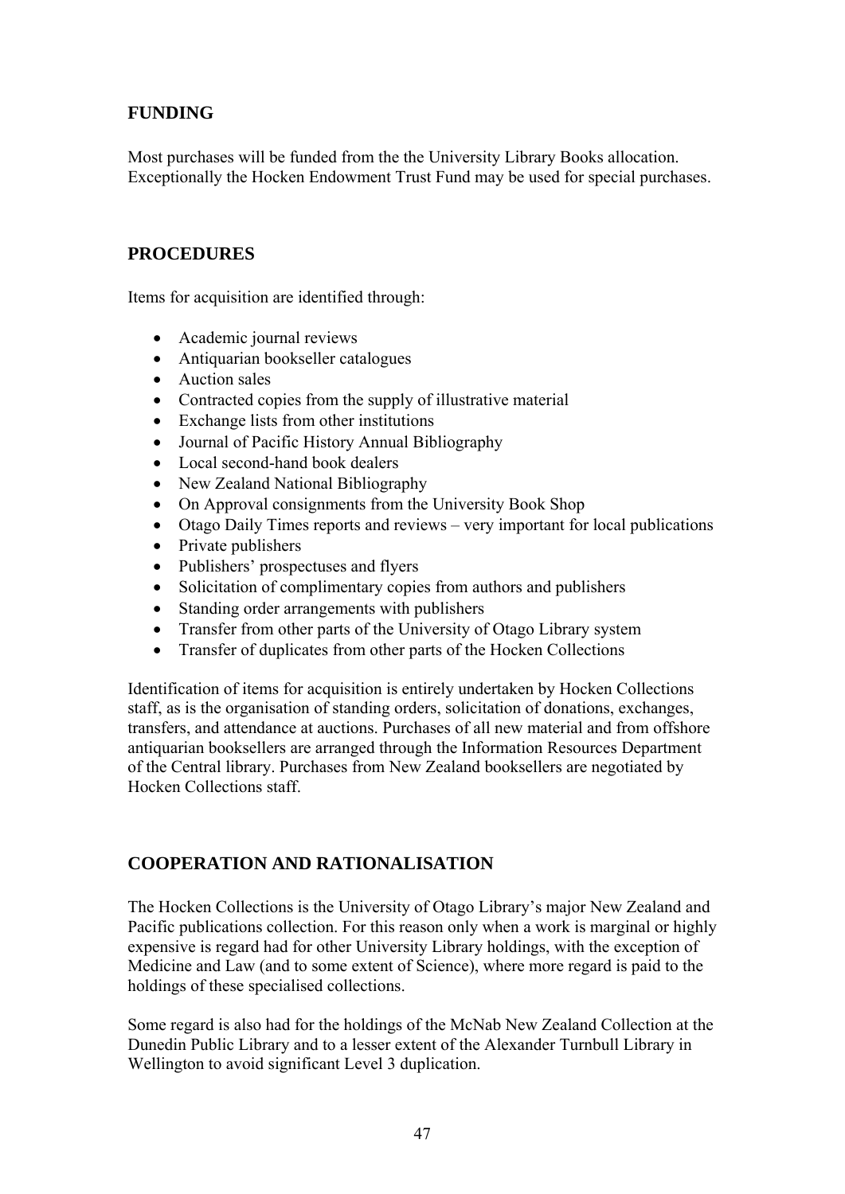## FUNDING

Most purchases will be funded from the the University Library Books allocation. Exceptionally the Hocken Endowment Trust Fund may be used for special purchases.

## PROCEDURES

Items for acquisition are identified through:

- Academic journal reviews
- Antiquarian bookseller catalogues
- Auction sales
- Contracted copies from the supply of illustrative material
- Exchange lists from other institutions
- Journal of Pacific History Annual Bibliography
- Local second-hand book dealers
- New Zealand National Bibliography
- On Approval consignments from the University Book Shop
- Otago Daily Times reports and reviews – very important for local publications
- Private publishers
- Publishers' prospectuses and flyers
- Solicitation of complimentary copies from authors and publishers
- Standing order arrangements with publishers
- Transfer from other parts of the University of Otago Library system
- Transfer of duplicates from other parts of the Hocken Collections

Identification of items for acquisition is entirely undertaken by Hocken Collections staff, as is the organisation of standing orders, solicitation of donations, exchanges, transfers, and attendance at auctions. Purchases of all new material and from offshore antiquarian booksellers are arranged through the Information Resources Department of the Central library. Purchases from New Zealand booksellers are negotiated by Hocken Collections staff.

## COOPERATION AND RATIONALISATION

The Hocken Collections is the University of Otago Library's major New Zealand and Pacific publications collection. For this reason only when a work is marginal or highly expensive is regard had for other University Library holdings, with the exception of Medicine and Law (and to some extent of Science), where more regard is paid to the holdings of these specialised collections.

Some regard is also had for the holdings of the McNab New Zealand Collection at the Dunedin Public Library and to a lesser extent of the Alexander Turnbull Library in Wellington to avoid significant Level 3 duplication.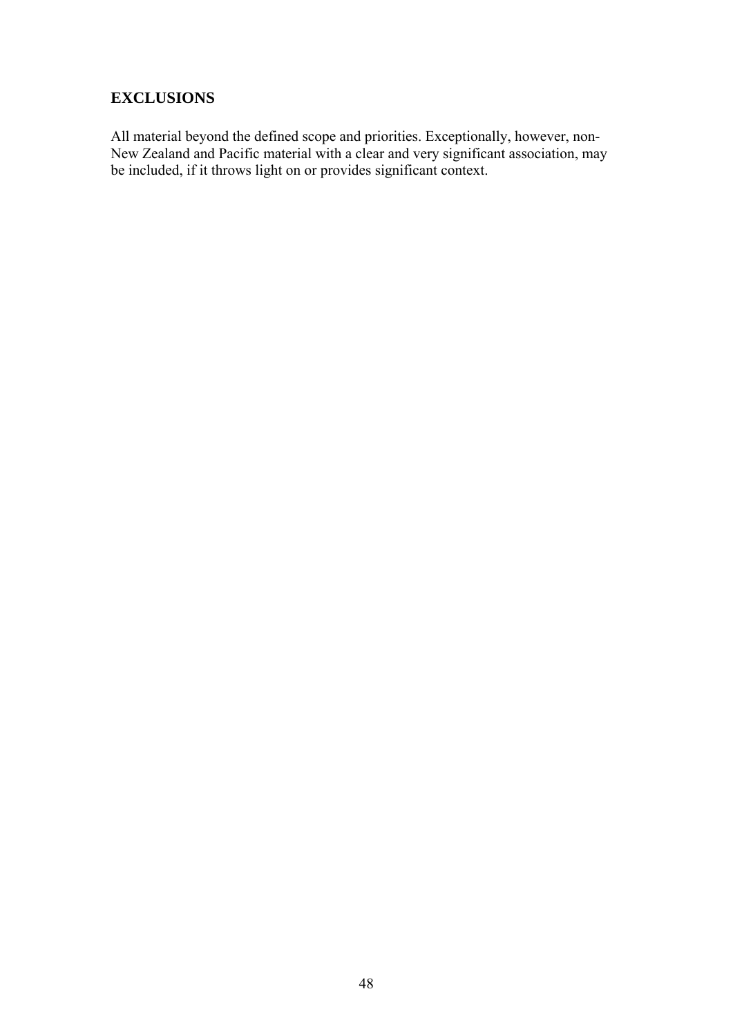## EXCLUSIONS

All material beyond the defined scope and priorities. Exceptionally, however, non-New Zealand and Pacific material with a clear and very significant association, may be included, if it throws light on or provides significant context.